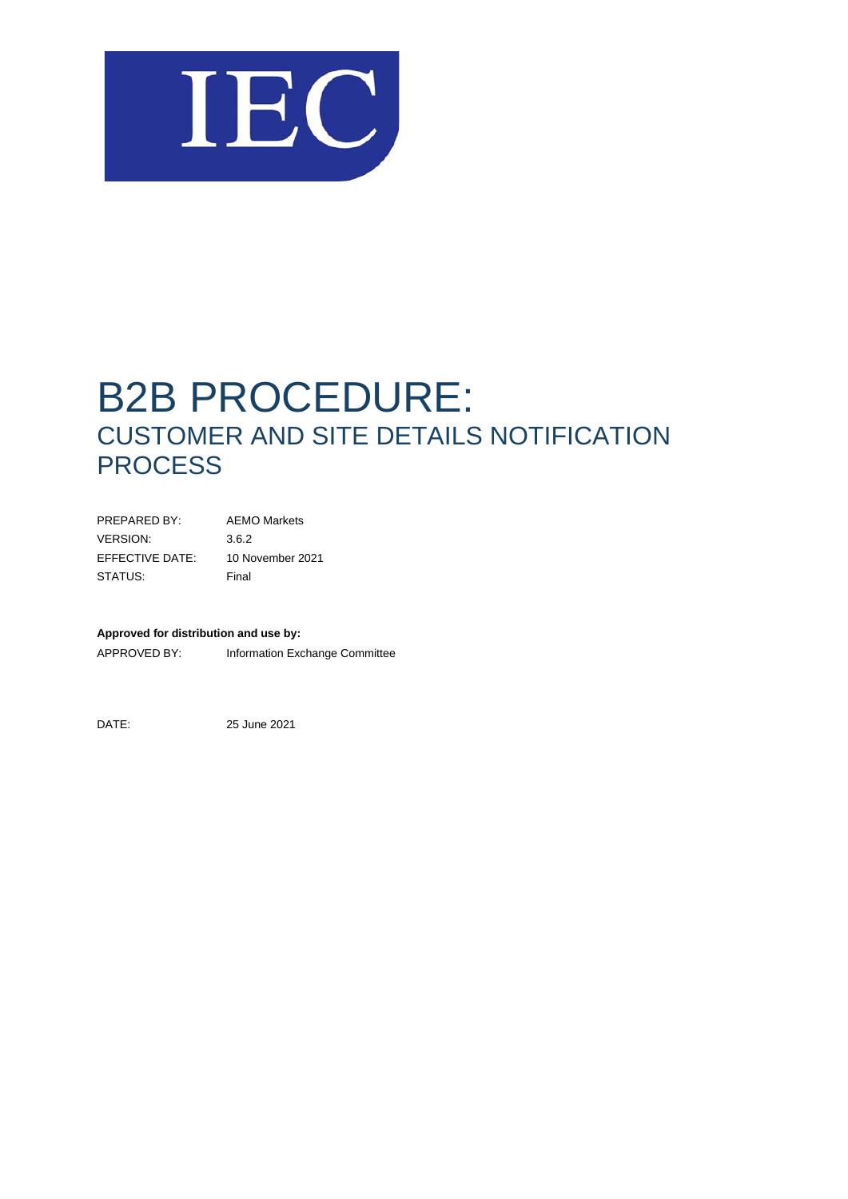IEC

# B2B PROCEDURE:

## CUSTOMER AND SITE DETAILS NOTIFICATION PROCESS

| | |
|---|---|
| PREPARED BY: | AEMO Markets |
| VERSION: | 3.6.2 |
| EFFECTIVE DATE: | 10 November 2021 |
| STATUS: | Final |

**Approved for distribution and use by:**

APPROVED BY: Information Exchange Committee

DATE: 25 June 2021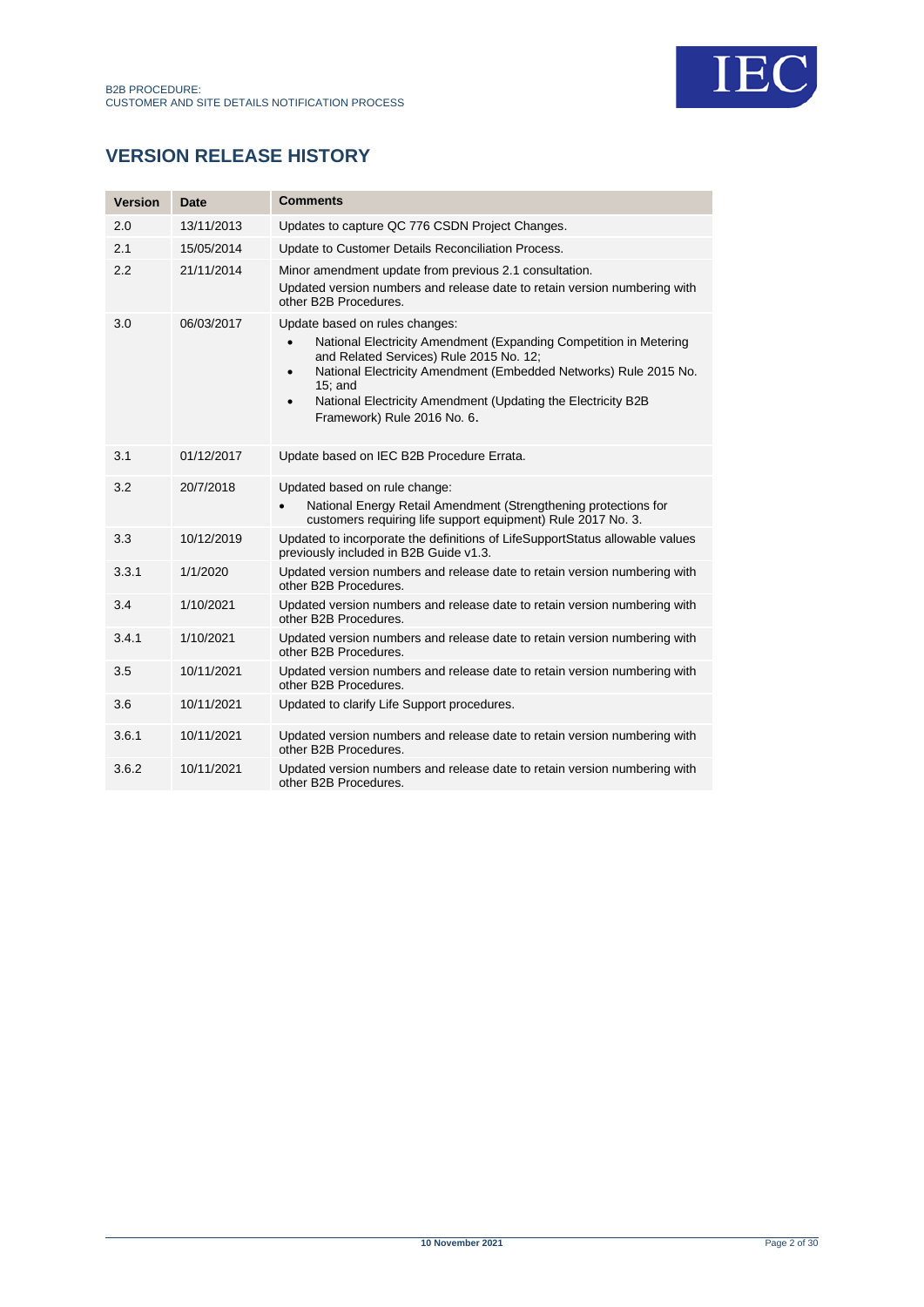## VERSION RELEASE HISTORY

| Version | Date | Comments |
|---|---|---|
| 2.0 | 13/11/2013 | Updates to capture QC 776 CSDN Project Changes. |
| 2.1 | 15/05/2014 | Update to Customer Details Reconciliation Process. |
| 2.2 | 21/11/2014 | Minor amendment update from previous 2.1 consultation.<br>Updated version numbers and release date to retain version numbering with other B2B Procedures. |
| 3.0 | 06/03/2017 | Update based on rules changes:<br>• National Electricity Amendment (Expanding Competition in Metering and Related Services) Rule 2015 No. 12;<br>• National Electricity Amendment (Embedded Networks) Rule 2015 No. 15; and<br>• National Electricity Amendment (Updating the Electricity B2B Framework) Rule 2016 No. 6. |
| 3.1 | 01/12/2017 | Update based on IEC B2B Procedure Errata. |
| 3.2 | 20/7/2018 | Updated based on rule change:<br>• National Energy Retail Amendment (Strengthening protections for customers requiring life support equipment) Rule 2017 No. 3. |
| 3.3 | 10/12/2019 | Updated to incorporate the definitions of LifeSupportStatus allowable values previously included in B2B Guide v1.3. |
| 3.3.1 | 1/1/2020 | Updated version numbers and release date to retain version numbering with other B2B Procedures. |
| 3.4 | 1/10/2021 | Updated version numbers and release date to retain version numbering with other B2B Procedures. |
| 3.4.1 | 1/10/2021 | Updated version numbers and release date to retain version numbering with other B2B Procedures. |
| 3.5 | 10/11/2021 | Updated version numbers and release date to retain version numbering with other B2B Procedures. |
| 3.6 | 10/11/2021 | Updated to clarify Life Support procedures. |
| 3.6.1 | 10/11/2021 | Updated version numbers and release date to retain version numbering with other B2B Procedures. |
| 3.6.2 | 10/11/2021 | Updated version numbers and release date to retain version numbering with other B2B Procedures. |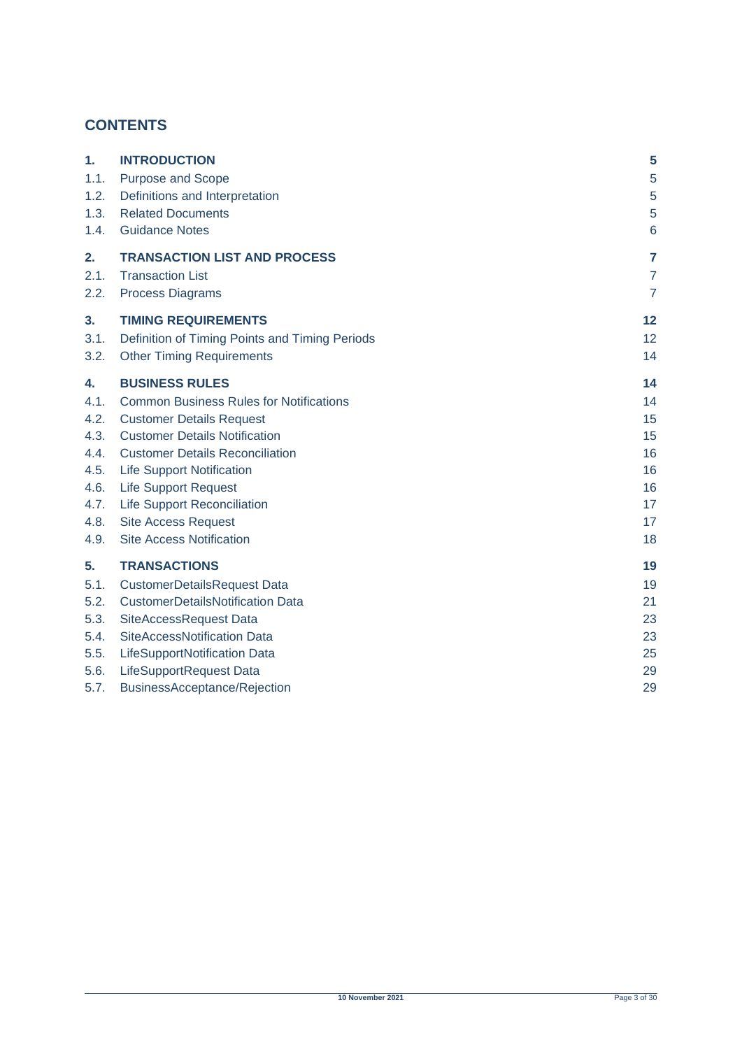## CONTENTS

| | | |
|---|---|---|
| **1.** | **INTRODUCTION** | **5** |
| 1.1. | Purpose and Scope | 5 |
| 1.2. | Definitions and Interpretation | 5 |
| 1.3. | Related Documents | 5 |
| 1.4. | Guidance Notes | 6 |
| **2.** | **TRANSACTION LIST AND PROCESS** | **7** |
| 2.1. | Transaction List | 7 |
| 2.2. | Process Diagrams | 7 |
| **3.** | **TIMING REQUIREMENTS** | **12** |
| 3.1. | Definition of Timing Points and Timing Periods | 12 |
| 3.2. | Other Timing Requirements | 14 |
| **4.** | **BUSINESS RULES** | **14** |
| 4.1. | Common Business Rules for Notifications | 14 |
| 4.2. | Customer Details Request | 15 |
| 4.3. | Customer Details Notification | 15 |
| 4.4. | Customer Details Reconciliation | 16 |
| 4.5. | Life Support Notification | 16 |
| 4.6. | Life Support Request | 16 |
| 4.7. | Life Support Reconciliation | 17 |
| 4.8. | Site Access Request | 17 |
| 4.9. | Site Access Notification | 18 |
| **5.** | **TRANSACTIONS** | **19** |
| 5.1. | CustomerDetailsRequest Data | 19 |
| 5.2. | CustomerDetailsNotification Data | 21 |
| 5.3. | SiteAccessRequest Data | 23 |
| 5.4. | SiteAccessNotification Data | 23 |
| 5.5. | LifeSupportNotification Data | 25 |
| 5.6. | LifeSupportRequest Data | 29 |
| 5.7. | BusinessAcceptance/Rejection | 29 |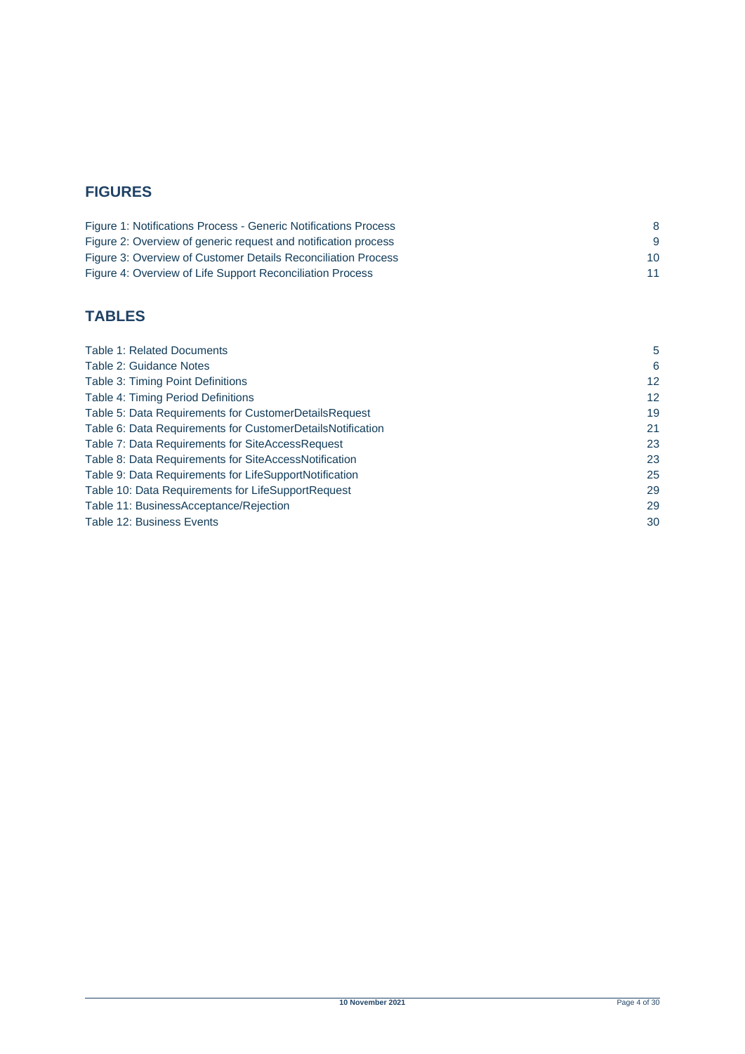## FIGURES

Figure 1: Notifications Process - Generic Notifications Process 8
Figure 2: Overview of generic request and notification process 9
Figure 3: Overview of Customer Details Reconciliation Process 10
Figure 4: Overview of Life Support Reconciliation Process 11

## TABLES

Table 1: Related Documents 5
Table 2: Guidance Notes 6
Table 3: Timing Point Definitions 12
Table 4: Timing Period Definitions 12
Table 5: Data Requirements for CustomerDetailsRequest 19
Table 6: Data Requirements for CustomerDetailsNotification 21
Table 7: Data Requirements for SiteAccessRequest 23
Table 8: Data Requirements for SiteAccessNotification 23
Table 9: Data Requirements for LifeSupportNotification 25
Table 10: Data Requirements for LifeSupportRequest 29
Table 11: BusinessAcceptance/Rejection 29
Table 12: Business Events 30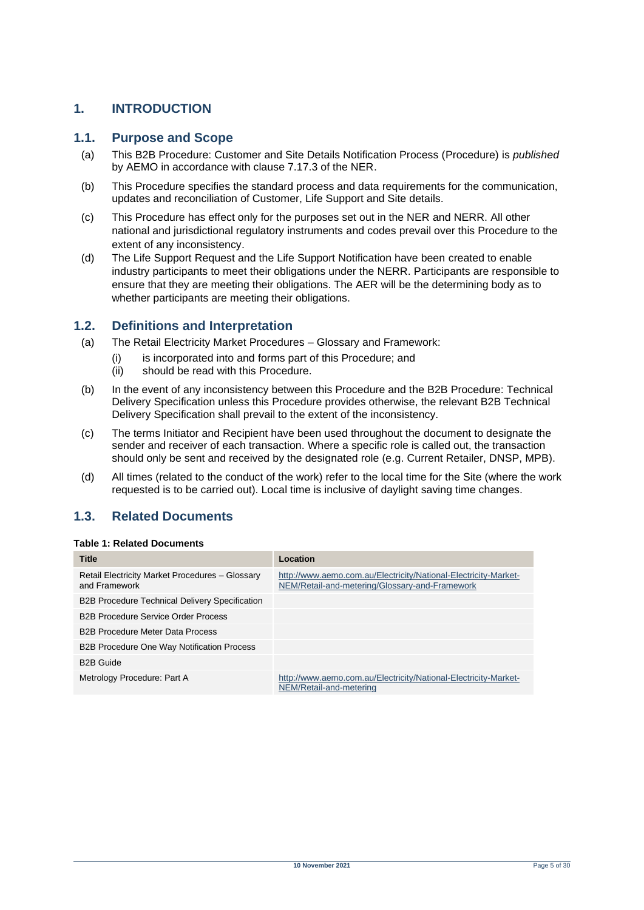# 1. INTRODUCTION

## 1.1. Purpose and Scope

(a) This B2B Procedure: Customer and Site Details Notification Process (Procedure) is *published* by AEMO in accordance with clause 7.17.3 of the NER.

(b) This Procedure specifies the standard process and data requirements for the communication, updates and reconciliation of Customer, Life Support and Site details.

(c) This Procedure has effect only for the purposes set out in the NER and NERR. All other national and jurisdictional regulatory instruments and codes prevail over this Procedure to the extent of any inconsistency.

(d) The Life Support Request and the Life Support Notification have been created to enable industry participants to meet their obligations under the NERR. Participants are responsible to ensure that they are meeting their obligations. The AER will be the determining body as to whether participants are meeting their obligations.

## 1.2. Definitions and Interpretation

(a) The Retail Electricity Market Procedures – Glossary and Framework:

(i) is incorporated into and forms part of this Procedure; and

(ii) should be read with this Procedure.

(b) In the event of any inconsistency between this Procedure and the B2B Procedure: Technical Delivery Specification unless this Procedure provides otherwise, the relevant B2B Technical Delivery Specification shall prevail to the extent of the inconsistency.

(c) The terms Initiator and Recipient have been used throughout the document to designate the sender and receiver of each transaction. Where a specific role is called out, the transaction should only be sent and received by the designated role (e.g. Current Retailer, DNSP, MPB).

(d) All times (related to the conduct of the work) refer to the local time for the Site (where the work requested is to be carried out). Local time is inclusive of daylight saving time changes.

## 1.3. Related Documents

**Table 1: Related Documents**

| Title | Location |
|---|---|
| Retail Electricity Market Procedures – Glossary and Framework | http://www.aemo.com.au/Electricity/National-Electricity-Market-NEM/Retail-and-metering/Glossary-and-Framework |
| B2B Procedure Technical Delivery Specification | |
| B2B Procedure Service Order Process | |
| B2B Procedure Meter Data Process | |
| B2B Procedure One Way Notification Process | |
| B2B Guide | |
| Metrology Procedure: Part A | http://www.aemo.com.au/Electricity/National-Electricity-Market-NEM/Retail-and-metering |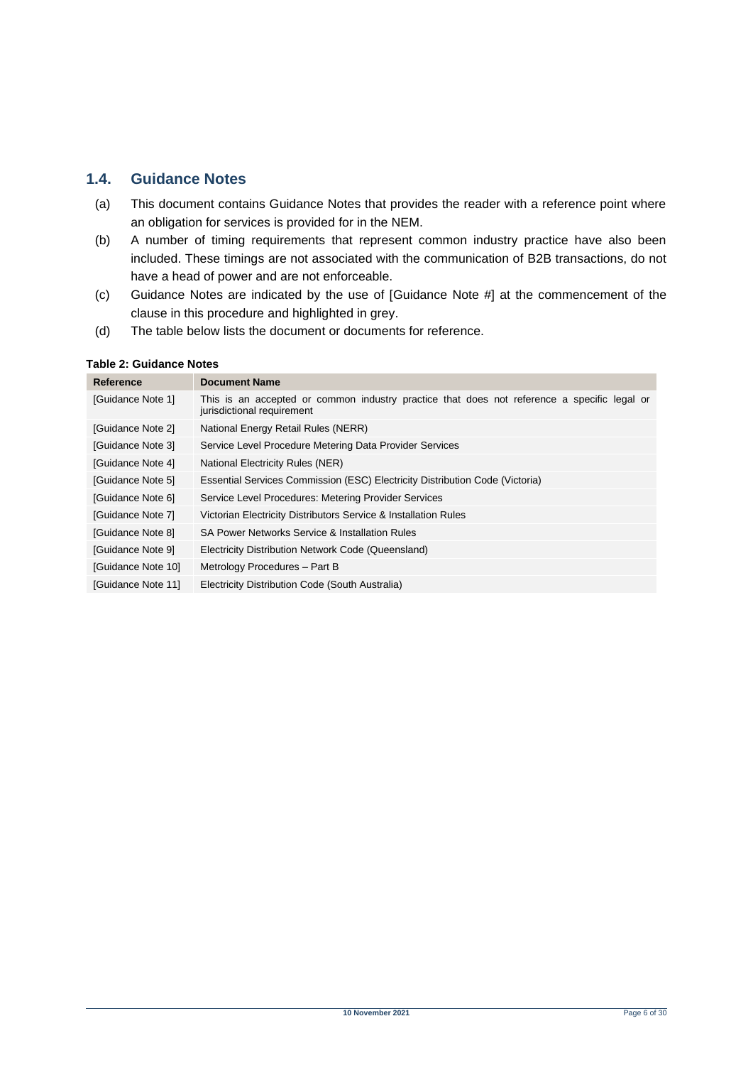## 1.4. Guidance Notes

(a) This document contains Guidance Notes that provides the reader with a reference point where an obligation for services is provided for in the NEM.

(b) A number of timing requirements that represent common industry practice have also been included. These timings are not associated with the communication of B2B transactions, do not have a head of power and are not enforceable.

(c) Guidance Notes are indicated by the use of [Guidance Note #] at the commencement of the clause in this procedure and highlighted in grey.

(d) The table below lists the document or documents for reference.

**Table 2: Guidance Notes**

| Reference | Document Name |
|---|---|
| [Guidance Note 1] | This is an accepted or common industry practice that does not reference a specific legal or jurisdictional requirement |
| [Guidance Note 2] | National Energy Retail Rules (NERR) |
| [Guidance Note 3] | Service Level Procedure Metering Data Provider Services |
| [Guidance Note 4] | National Electricity Rules (NER) |
| [Guidance Note 5] | Essential Services Commission (ESC) Electricity Distribution Code (Victoria) |
| [Guidance Note 6] | Service Level Procedures: Metering Provider Services |
| [Guidance Note 7] | Victorian Electricity Distributors Service & Installation Rules |
| [Guidance Note 8] | SA Power Networks Service & Installation Rules |
| [Guidance Note 9] | Electricity Distribution Network Code (Queensland) |
| [Guidance Note 10] | Metrology Procedures – Part B |
| [Guidance Note 11] | Electricity Distribution Code (South Australia) |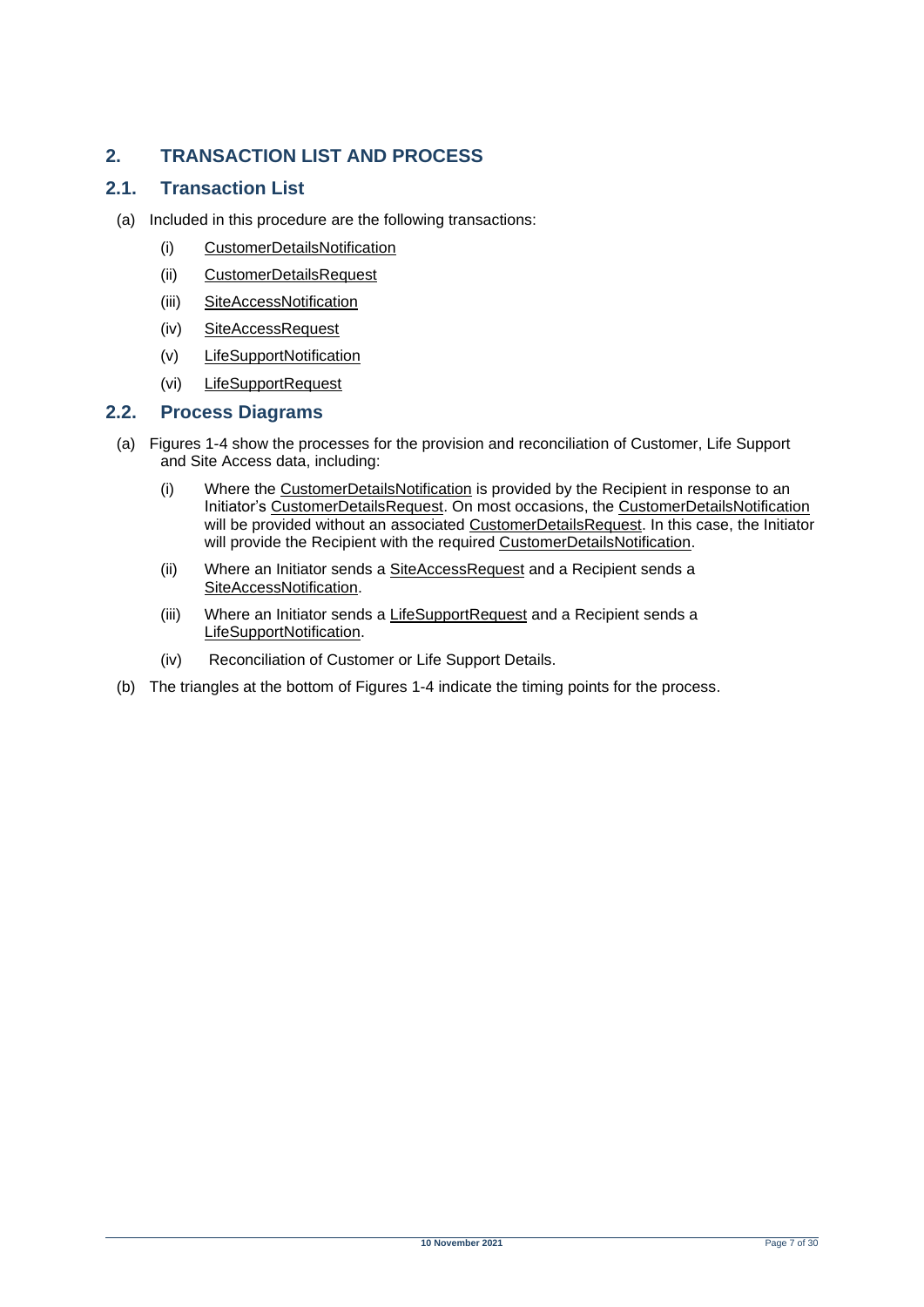# 2. TRANSACTION LIST AND PROCESS

## 2.1. Transaction List

(a) Included in this procedure are the following transactions:

  (i) CustomerDetailsNotification

  (ii) CustomerDetailsRequest

  (iii) SiteAccessNotification

  (iv) SiteAccessRequest

  (v) LifeSupportNotification

  (vi) LifeSupportRequest

## 2.2. Process Diagrams

(a) Figures 1-4 show the processes for the provision and reconciliation of Customer, Life Support and Site Access data, including:

  (i) Where the CustomerDetailsNotification is provided by the Recipient in response to an Initiator's CustomerDetailsRequest. On most occasions, the CustomerDetailsNotification will be provided without an associated CustomerDetailsRequest. In this case, the Initiator will provide the Recipient with the required CustomerDetailsNotification.

  (ii) Where an Initiator sends a SiteAccessRequest and a Recipient sends a SiteAccessNotification.

  (iii) Where an Initiator sends a LifeSupportRequest and a Recipient sends a LifeSupportNotification.

  (iv) Reconciliation of Customer or Life Support Details.

(b) The triangles at the bottom of Figures 1-4 indicate the timing points for the process.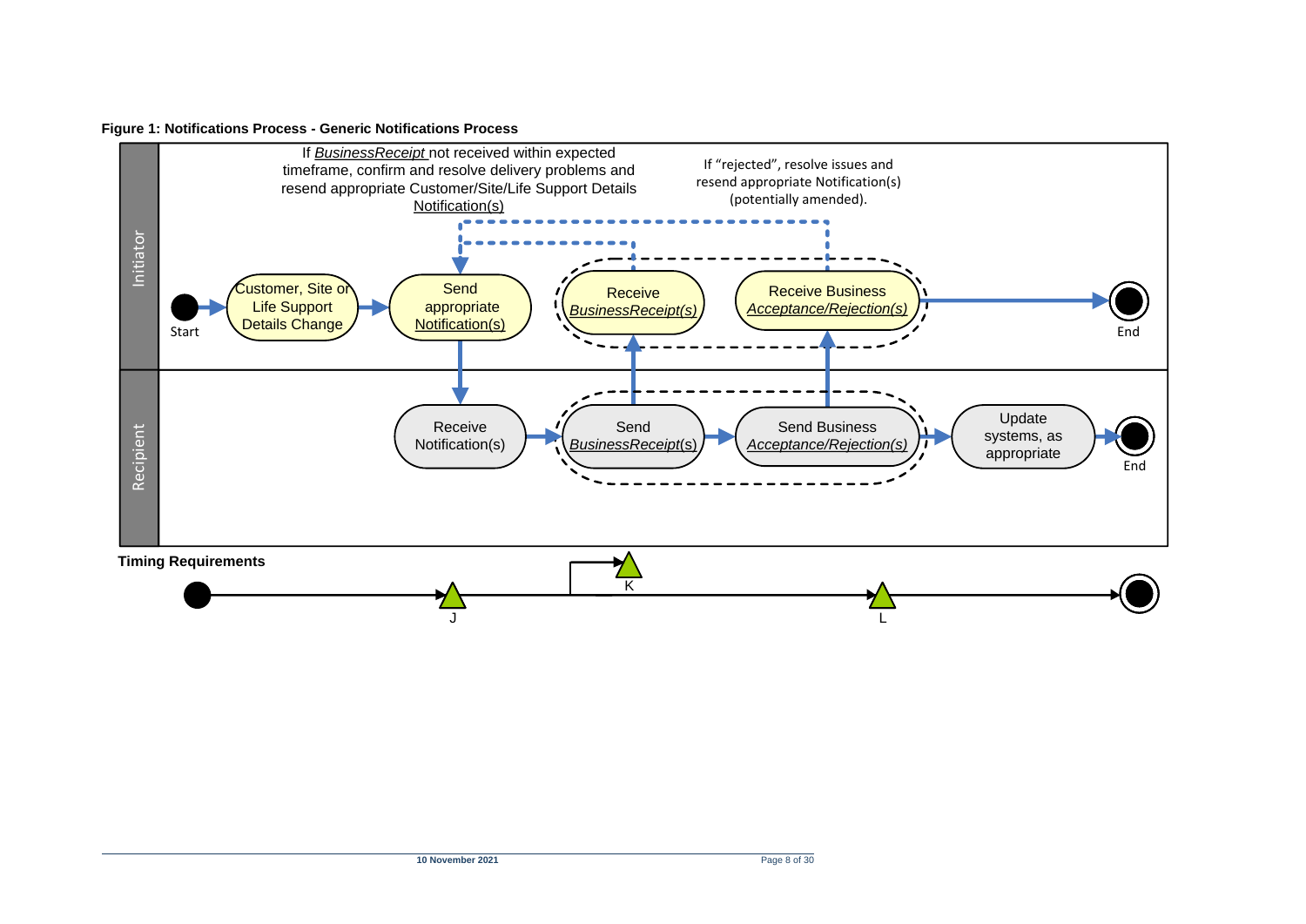**Figure 1: Notifications Process - Generic Notifications Process**

Initiator

Start

Customer, Site or Life Support Details Change

Send appropriate Notification(s)

If *BusinessReceipt* not received within expected timeframe, confirm and resolve delivery problems and resend appropriate Customer/Site/Life Support Details Notification(s)

Receive *BusinessReceipt(s)*

If "rejected", resolve issues and resend appropriate Notification(s) (potentially amended).

Receive Business *Acceptance/Rejection(s)*

End

Recipient

Receive Notification(s)

Send *BusinessReceipt(s)*

Send Business *Acceptance/Rejection(s)*

Update systems, as appropriate

End

**Timing Requirements**

J

K

L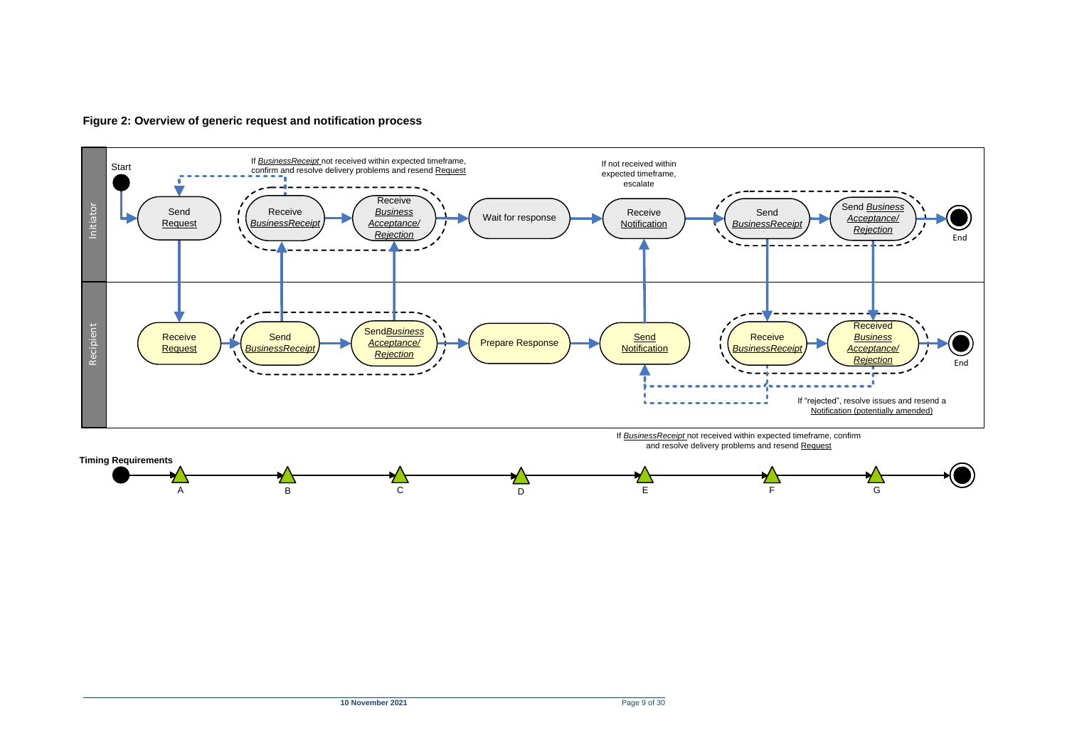**Figure 2: Overview of generic request and notification process**

Initiator

Start

If *BusinessReceipt* not received within expected timeframe, confirm and resolve delivery problems and resend Request

Send Request

Receive *BusinessReceipt*

Receive *Business Acceptance/ Rejection*

Wait for response

If not received within expected timeframe, escalate

Receive Notification

Send *BusinessReceipt*

Send *Business Acceptance/ Rejection*

End

Recipient

Receive Request

Send *BusinessReceipt*

Send *Business Acceptance/ Rejection*

Prepare Response

Send Notification

Receive *BusinessReceipt*

Received *Business Acceptance/ Rejection*

End

If "rejected", resolve issues and resend a Notification (potentially amended)

If *BusinessReceipt* not received within expected timeframe, confirm and resolve delivery problems and resend Request

**Timing Requirements**

A B C D E F G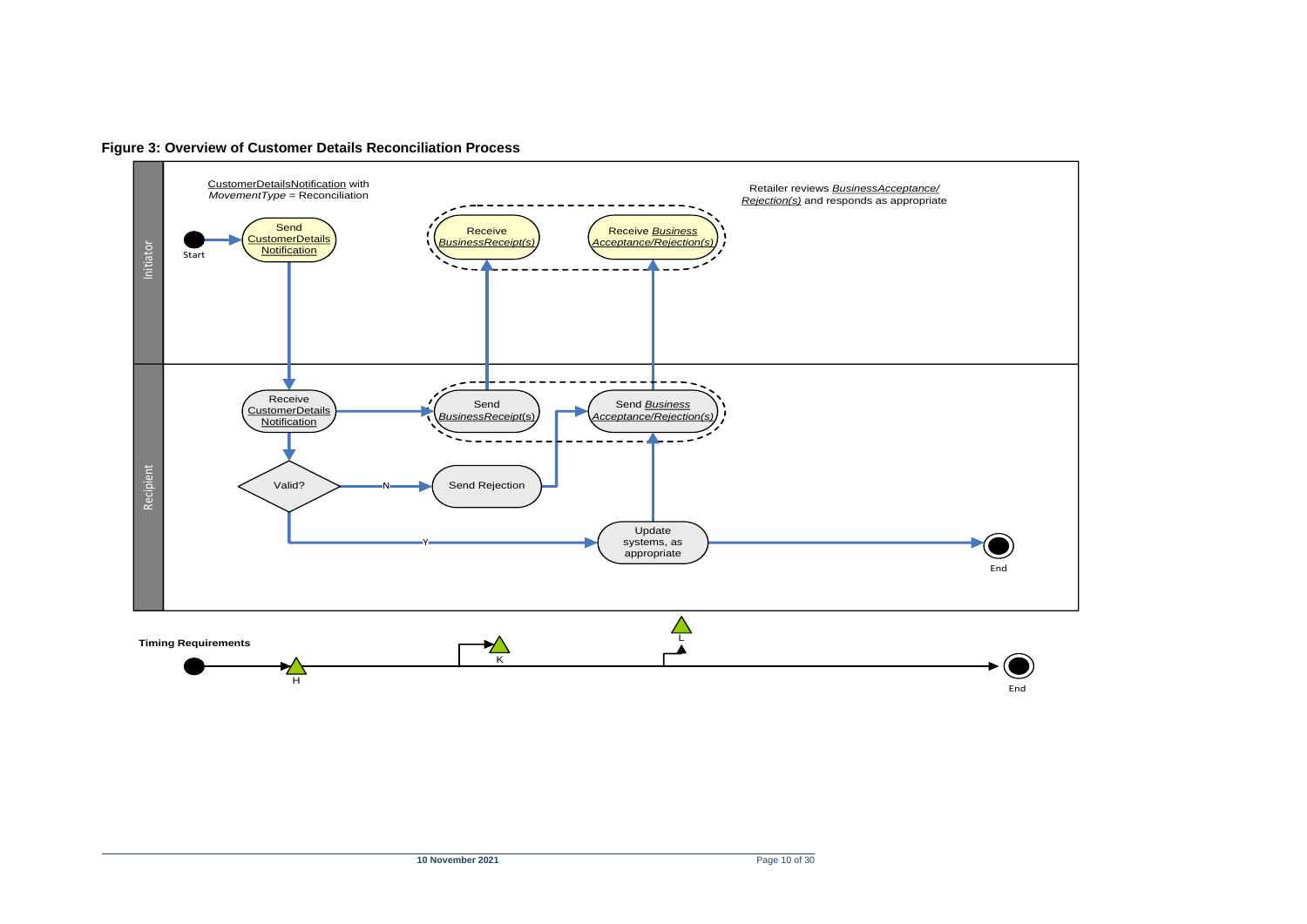**Figure 3: Overview of Customer Details Reconciliation Process**

Initiator

CustomerDetailsNotification with *MovementType* = Reconciliation

Start

Send CustomerDetails Notification

Receive *BusinessReceipt(s)*

Receive *Business Acceptance/Rejection(s)*

Retailer reviews *BusinessAcceptance/ Rejection(s)* and responds as appropriate

Recipient

Receive CustomerDetails Notification

Send *BusinessReceipt(s)*

Send *Business Acceptance/Rejection(s)*

Valid?

N

Send Rejection

Y

Update systems, as appropriate

End

**Timing Requirements**

H

K

L

End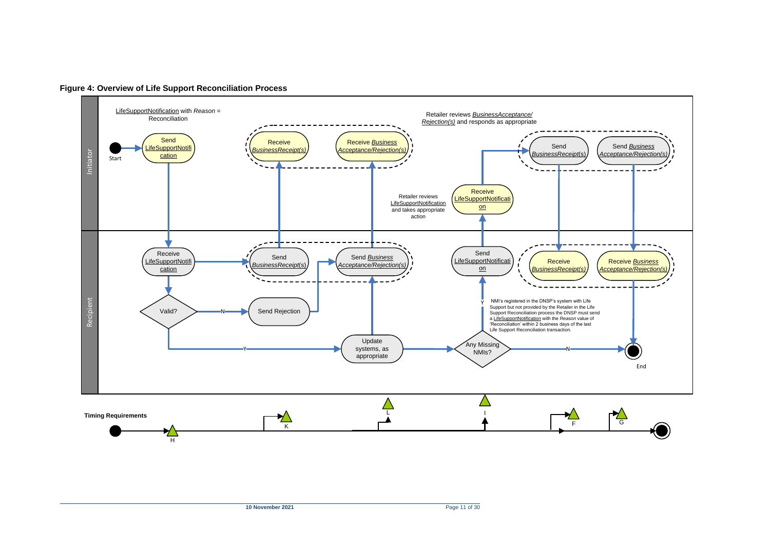**Figure 4: Overview of Life Support Reconciliation Process**

Initiator

LifeSupportNotification with *Reason* = Reconciliation

Start

Send LifeSupportNotification

Receive *BusinessReceipt(s)*

Receive *Business Acceptance/Rejection(s)*

Retailer reviews *BusinessAcceptance/ Rejection(s)* and responds as appropriate

Retailer reviews LifeSupportNotification and takes appropriate action

Receive LifeSupportNotification

Send *BusinessReceipt*(s)

Send *Business Acceptance/Rejection(s)*

Recipient

Receive LifeSupportNotification

Valid?

N

Send Rejection

Send *BusinessReceipt*(s)

Send *Business Acceptance/Rejection(s)*

Y

Update systems, as appropriate

Any Missing NMIs?

Y

NMI's registered in the DNSP's system with Life Support but not provided by the Retailer in the Life Support Reconciliation process the DNSP must send a LifeSupportNotification with the *Reason* value of 'Reconciliation' within 2 business days of the last Life Support Reconciliation transaction.

Send LifeSupportNotification

N

Receive *BusinessReceipt(s)*

Receive *Business Acceptance/Rejection(s)*

End

**Timing Requirements**

H K L I F G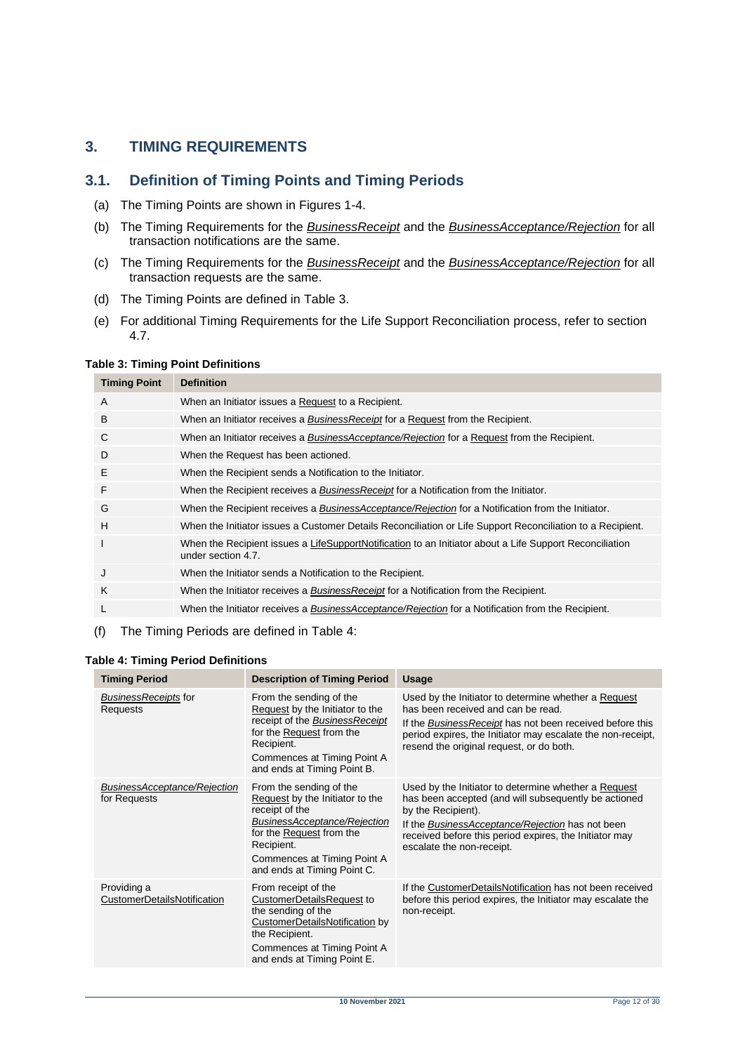## 3. TIMING REQUIREMENTS

### 3.1. Definition of Timing Points and Timing Periods

(a) The Timing Points are shown in Figures 1-4.

(b) The Timing Requirements for the *BusinessReceipt* and the *BusinessAcceptance/Rejection* for all transaction notifications are the same.

(c) The Timing Requirements for the *BusinessReceipt* and the *BusinessAcceptance/Rejection* for all transaction requests are the same.

(d) The Timing Points are defined in Table 3.

(e) For additional Timing Requirements for the Life Support Reconciliation process, refer to section 4.7.

**Table 3: Timing Point Definitions**

| Timing Point | Definition |
|---|---|
| A | When an Initiator issues a Request to a Recipient. |
| B | When an Initiator receives a *BusinessReceipt* for a Request from the Recipient. |
| C | When an Initiator receives a *BusinessAcceptance/Rejection* for a Request from the Recipient. |
| D | When the Request has been actioned. |
| E | When the Recipient sends a Notification to the Initiator. |
| F | When the Recipient receives a *BusinessReceipt* for a Notification from the Initiator. |
| G | When the Recipient receives a *BusinessAcceptance/Rejection* for a Notification from the Initiator. |
| H | When the Initiator issues a Customer Details Reconciliation or Life Support Reconciliation to a Recipient. |
| I | When the Recipient issues a LifeSupportNotification to an Initiator about a Life Support Reconciliation under section 4.7. |
| J | When the Initiator sends a Notification to the Recipient. |
| K | When the Initiator receives a *BusinessReceipt* for a Notification from the Recipient. |
| L | When the Initiator receives a *BusinessAcceptance/Rejection* for a Notification from the Recipient. |

(f) The Timing Periods are defined in Table 4:

**Table 4: Timing Period Definitions**

| Timing Period | Description of Timing Period | Usage |
|---|---|---|
| *BusinessReceipts* for Requests | From the sending of the Request by the Initiator to the receipt of the *BusinessReceipt* for the Request from the Recipient.<br>Commences at Timing Point A and ends at Timing Point B. | Used by the Initiator to determine whether a Request has been received and can be read.<br>If the *BusinessReceipt* has not been received before this period expires, the Initiator may escalate the non-receipt, resend the original request, or do both. |
| *BusinessAcceptance/Rejection* for Requests | From the sending of the Request by the Initiator to the receipt of the *BusinessAcceptance/Rejection* for the Request from the Recipient.<br>Commences at Timing Point A and ends at Timing Point C. | Used by the Initiator to determine whether a Request has been accepted (and will subsequently be actioned by the Recipient).<br>If the *BusinessAcceptance/Rejection* has not been received before this period expires, the Initiator may escalate the non-receipt. |
| Providing a CustomerDetailsNotification | From receipt of the CustomerDetailsRequest to the sending of the CustomerDetailsNotification by the Recipient.<br>Commences at Timing Point A and ends at Timing Point E. | If the CustomerDetailsNotification has not been received before this period expires, the Initiator may escalate the non-receipt. |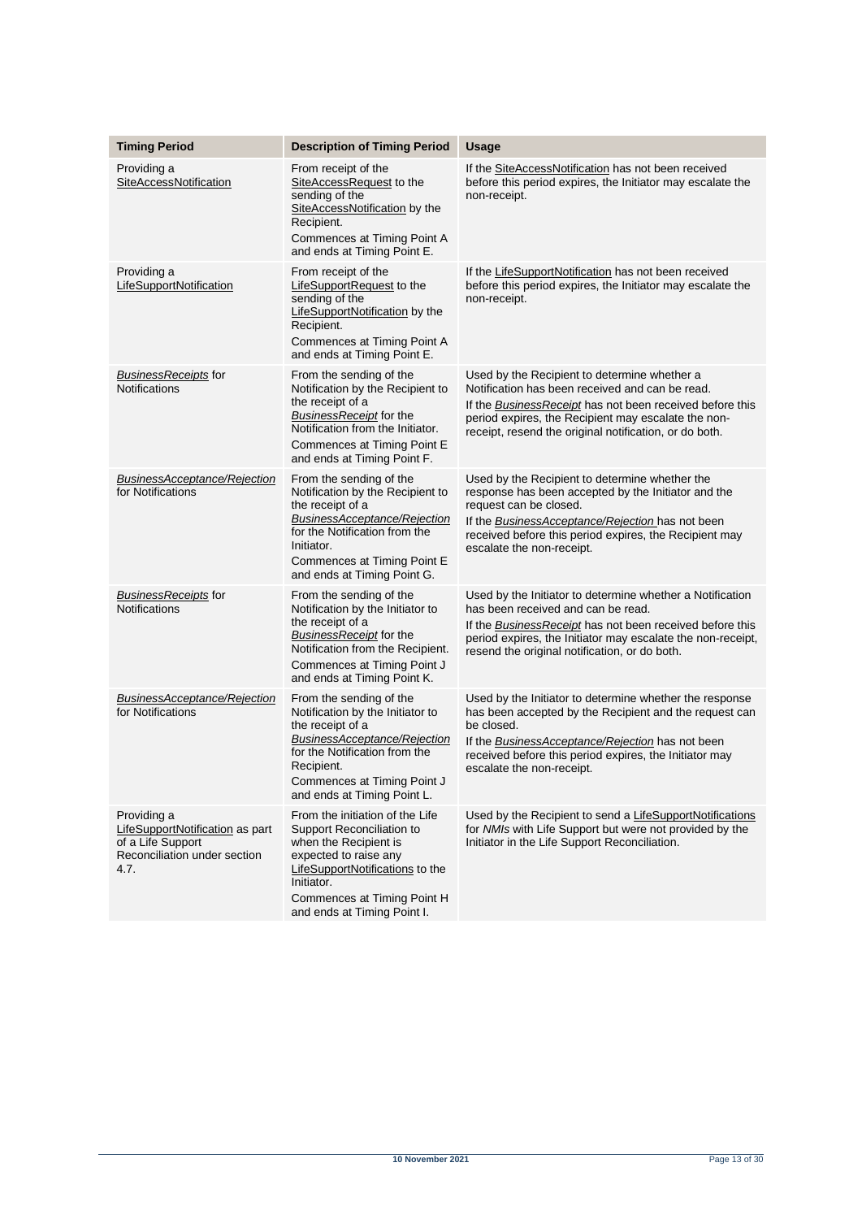| Timing Period | Description of Timing Period | Usage |
|---|---|---|
| Providing a SiteAccessNotification | From receipt of the SiteAccessRequest to the sending of the SiteAccessNotification by the Recipient.<br>Commences at Timing Point A and ends at Timing Point E. | If the SiteAccessNotification has not been received before this period expires, the Initiator may escalate the non-receipt. |
| Providing a LifeSupportNotification | From receipt of the LifeSupportRequest to the sending of the LifeSupportNotification by the Recipient.<br>Commences at Timing Point A and ends at Timing Point E. | If the LifeSupportNotification has not been received before this period expires, the Initiator may escalate the non-receipt. |
| *BusinessReceipts* for Notifications | From the sending of the Notification by the Recipient to the receipt of a *BusinessReceipt* for the Notification from the Initiator.<br>Commences at Timing Point E and ends at Timing Point F. | Used by the Recipient to determine whether a Notification has been received and can be read.<br>If the *BusinessReceipt* has not been received before this period expires, the Recipient may escalate the non-receipt, resend the original notification, or do both. |
| *BusinessAcceptance/Rejection* for Notifications | From the sending of the Notification by the Recipient to the receipt of a *BusinessAcceptance/Rejection* for the Notification from the Initiator.<br>Commences at Timing Point E and ends at Timing Point G. | Used by the Recipient to determine whether the response has been accepted by the Initiator and the request can be closed.<br>If the *BusinessAcceptance/Rejection* has not been received before this period expires, the Recipient may escalate the non-receipt. |
| *BusinessReceipts* for Notifications | From the sending of the Notification by the Initiator to the receipt of a *BusinessReceipt* for the Notification from the Recipient.<br>Commences at Timing Point J and ends at Timing Point K. | Used by the Initiator to determine whether a Notification has been received and can be read.<br>If the *BusinessReceipt* has not been received before this period expires, the Initiator may escalate the non-receipt, resend the original notification, or do both. |
| *BusinessAcceptance/Rejection* for Notifications | From the sending of the Notification by the Initiator to the receipt of a *BusinessAcceptance/Rejection* for the Notification from the Recipient.<br>Commences at Timing Point J and ends at Timing Point L. | Used by the Initiator to determine whether the response has been accepted by the Recipient and the request can be closed.<br>If the *BusinessAcceptance/Rejection* has not been received before this period expires, the Initiator may escalate the non-receipt. |
| Providing a LifeSupportNotification as part of a Life Support Reconciliation under section 4.7. | From the initiation of the Life Support Reconciliation to when the Recipient is expected to raise any LifeSupportNotifications to the Initiator.<br>Commences at Timing Point H and ends at Timing Point I. | Used by the Recipient to send a LifeSupportNotifications for *NMIs* with Life Support but were not provided by the Initiator in the Life Support Reconciliation. |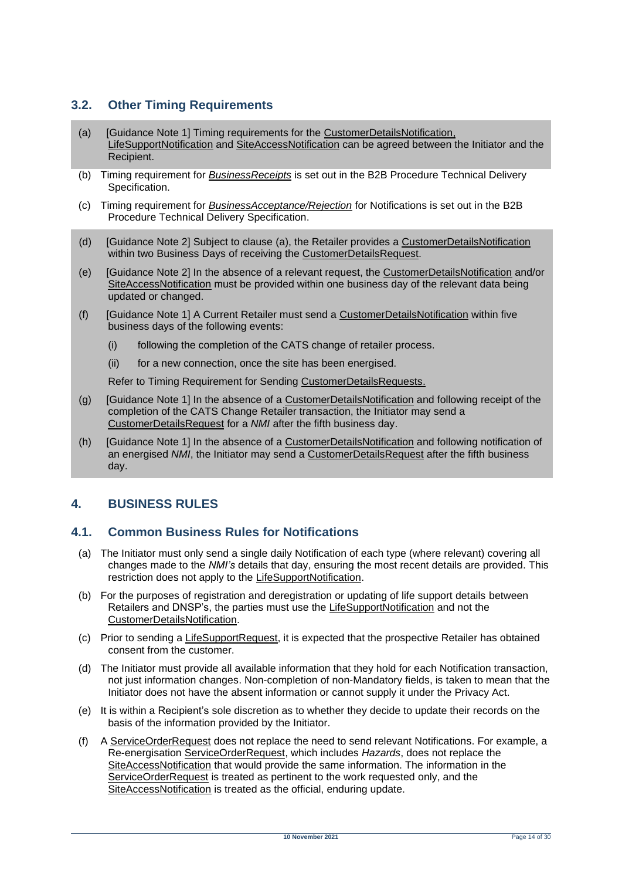## 3.2. Other Timing Requirements

(a) [Guidance Note 1] Timing requirements for the CustomerDetailsNotification, LifeSupportNotification and SiteAccessNotification can be agreed between the Initiator and the Recipient.

(b) Timing requirement for *BusinessReceipts* is set out in the B2B Procedure Technical Delivery Specification.

(c) Timing requirement for *BusinessAcceptance/Rejection* for Notifications is set out in the B2B Procedure Technical Delivery Specification.

(d) [Guidance Note 2] Subject to clause (a), the Retailer provides a CustomerDetailsNotification within two Business Days of receiving the CustomerDetailsRequest.

(e) [Guidance Note 2] In the absence of a relevant request, the CustomerDetailsNotification and/or SiteAccessNotification must be provided within one business day of the relevant data being updated or changed.

(f) [Guidance Note 1] A Current Retailer must send a CustomerDetailsNotification within five business days of the following events:

  (i) following the completion of the CATS change of retailer process.

  (ii) for a new connection, once the site has been energised.

  Refer to Timing Requirement for Sending CustomerDetailsRequests.

(g) [Guidance Note 1] In the absence of a CustomerDetailsNotification and following receipt of the completion of the CATS Change Retailer transaction, the Initiator may send a CustomerDetailsRequest for a *NMI* after the fifth business day.

(h) [Guidance Note 1] In the absence of a CustomerDetailsNotification and following notification of an energised *NMI*, the Initiator may send a CustomerDetailsRequest after the fifth business day.

# 4. BUSINESS RULES

## 4.1. Common Business Rules for Notifications

(a) The Initiator must only send a single daily Notification of each type (where relevant) covering all changes made to the *NMI's* details that day, ensuring the most recent details are provided. This restriction does not apply to the LifeSupportNotification.

(b) For the purposes of registration and deregistration or updating of life support details between Retailers and DNSP's, the parties must use the LifeSupportNotification and not the CustomerDetailsNotification.

(c) Prior to sending a LifeSupportRequest, it is expected that the prospective Retailer has obtained consent from the customer.

(d) The Initiator must provide all available information that they hold for each Notification transaction, not just information changes. Non-completion of non-Mandatory fields, is taken to mean that the Initiator does not have the absent information or cannot supply it under the Privacy Act.

(e) It is within a Recipient's sole discretion as to whether they decide to update their records on the basis of the information provided by the Initiator.

(f) A ServiceOrderRequest does not replace the need to send relevant Notifications. For example, a Re-energisation ServiceOrderRequest, which includes *Hazards*, does not replace the SiteAccessNotification that would provide the same information. The information in the ServiceOrderRequest is treated as pertinent to the work requested only, and the SiteAccessNotification is treated as the official, enduring update.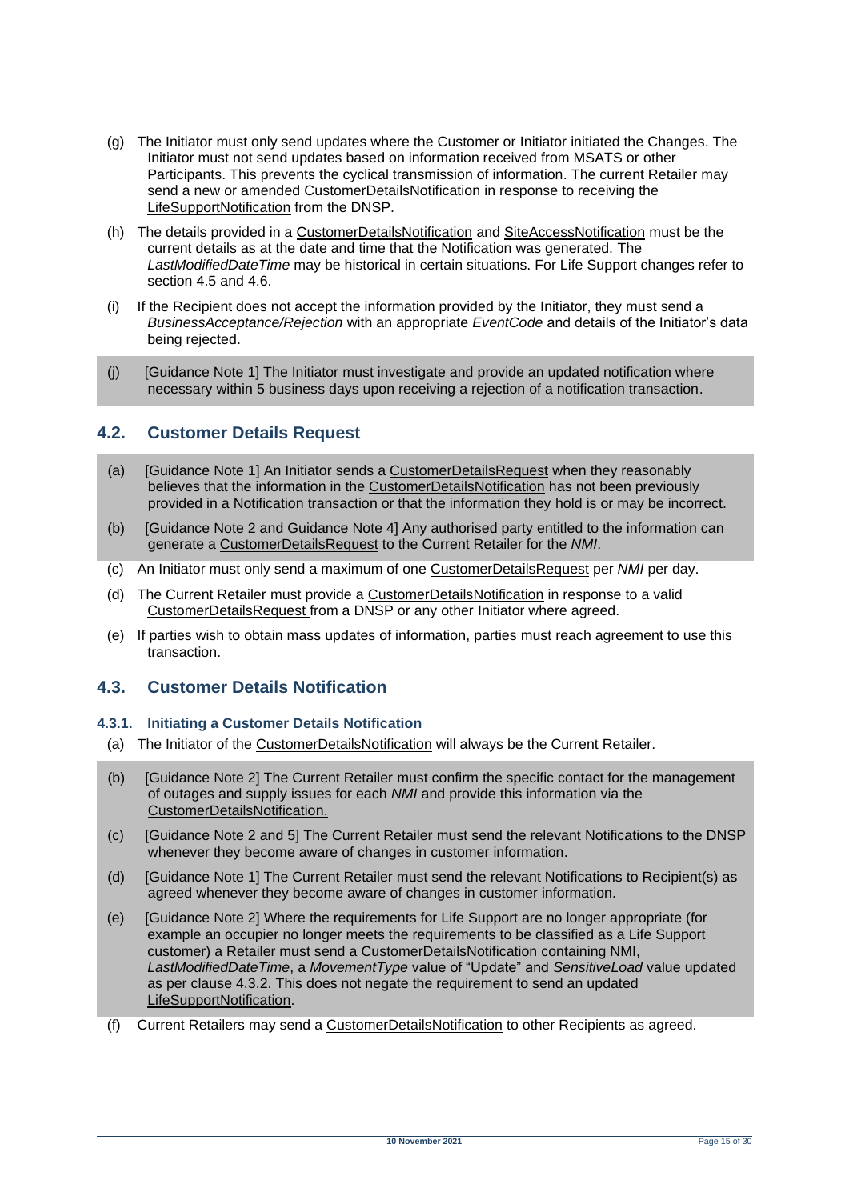(g) The Initiator must only send updates where the Customer or Initiator initiated the Changes. The Initiator must not send updates based on information received from MSATS or other Participants. This prevents the cyclical transmission of information. The current Retailer may send a new or amended CustomerDetailsNotification in response to receiving the LifeSupportNotification from the DNSP.

(h) The details provided in a CustomerDetailsNotification and SiteAccessNotification must be the current details as at the date and time that the Notification was generated. The *LastModifiedDateTime* may be historical in certain situations. For Life Support changes refer to section 4.5 and 4.6.

(i) If the Recipient does not accept the information provided by the Initiator, they must send a *BusinessAcceptance/Rejection* with an appropriate *EventCode* and details of the Initiator's data being rejected.

(j) [Guidance Note 1] The Initiator must investigate and provide an updated notification where necessary within 5 business days upon receiving a rejection of a notification transaction.

## 4.2. Customer Details Request

(a) [Guidance Note 1] An Initiator sends a CustomerDetailsRequest when they reasonably believes that the information in the CustomerDetailsNotification has not been previously provided in a Notification transaction or that the information they hold is or may be incorrect.

(b) [Guidance Note 2 and Guidance Note 4] Any authorised party entitled to the information can generate a CustomerDetailsRequest to the Current Retailer for the *NMI*.

(c) An Initiator must only send a maximum of one CustomerDetailsRequest per *NMI* per day.

(d) The Current Retailer must provide a CustomerDetailsNotification in response to a valid CustomerDetailsRequest from a DNSP or any other Initiator where agreed.

(e) If parties wish to obtain mass updates of information, parties must reach agreement to use this transaction.

## 4.3. Customer Details Notification

### 4.3.1. Initiating a Customer Details Notification

(a) The Initiator of the CustomerDetailsNotification will always be the Current Retailer.

(b) [Guidance Note 2] The Current Retailer must confirm the specific contact for the management of outages and supply issues for each *NMI* and provide this information via the CustomerDetailsNotification.

(c) [Guidance Note 2 and 5] The Current Retailer must send the relevant Notifications to the DNSP whenever they become aware of changes in customer information.

(d) [Guidance Note 1] The Current Retailer must send the relevant Notifications to Recipient(s) as agreed whenever they become aware of changes in customer information.

(e) [Guidance Note 2] Where the requirements for Life Support are no longer appropriate (for example an occupier no longer meets the requirements to be classified as a Life Support customer) a Retailer must send a CustomerDetailsNotification containing NMI, *LastModifiedDateTime*, a *MovementType* value of "Update" and *SensitiveLoad* value updated as per clause 4.3.2. This does not negate the requirement to send an updated LifeSupportNotification.

(f) Current Retailers may send a CustomerDetailsNotification to other Recipients as agreed.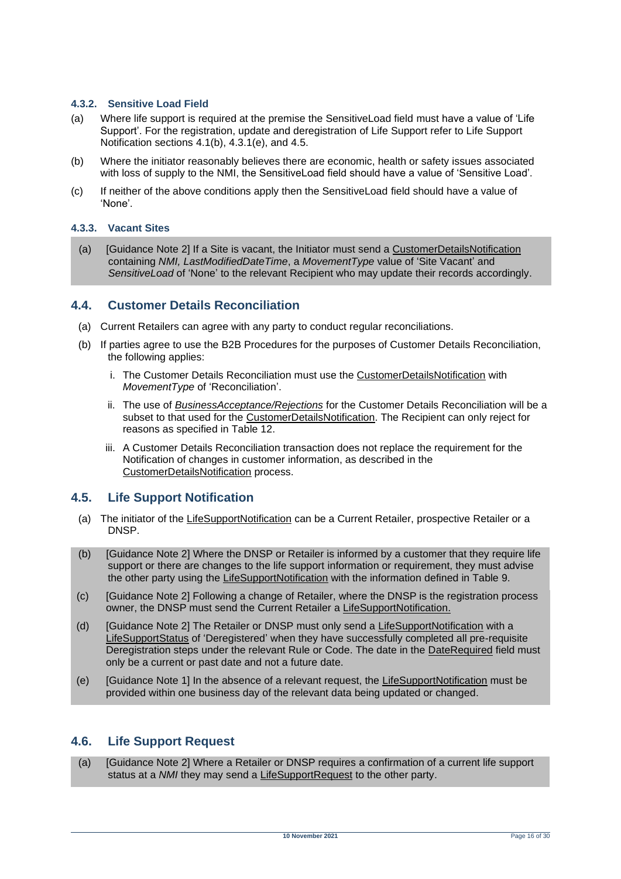#### 4.3.2. Sensitive Load Field

(a) Where life support is required at the premise the SensitiveLoad field must have a value of 'Life Support'. For the registration, update and deregistration of Life Support refer to Life Support Notification sections 4.1(b), 4.3.1(e), and 4.5.

(b) Where the initiator reasonably believes there are economic, health or safety issues associated with loss of supply to the NMI, the SensitiveLoad field should have a value of 'Sensitive Load'.

(c) If neither of the above conditions apply then the SensitiveLoad field should have a value of 'None'.

#### 4.3.3. Vacant Sites

(a) [Guidance Note 2] If a Site is vacant, the Initiator must send a CustomerDetailsNotification containing *NMI, LastModifiedDateTime*, a *MovementType* value of 'Site Vacant' and *SensitiveLoad* of 'None' to the relevant Recipient who may update their records accordingly.

### 4.4. Customer Details Reconciliation

(a) Current Retailers can agree with any party to conduct regular reconciliations.

(b) If parties agree to use the B2B Procedures for the purposes of Customer Details Reconciliation, the following applies:

  i. The Customer Details Reconciliation must use the CustomerDetailsNotification with *MovementType* of 'Reconciliation'.

  ii. The use of *BusinessAcceptance/Rejections* for the Customer Details Reconciliation will be a subset to that used for the CustomerDetailsNotification. The Recipient can only reject for reasons as specified in Table 12.

  iii. A Customer Details Reconciliation transaction does not replace the requirement for the Notification of changes in customer information, as described in the CustomerDetailsNotification process.

### 4.5. Life Support Notification

(a) The initiator of the LifeSupportNotification can be a Current Retailer, prospective Retailer or a DNSP.

(b) [Guidance Note 2] Where the DNSP or Retailer is informed by a customer that they require life support or there are changes to the life support information or requirement, they must advise the other party using the LifeSupportNotification with the information defined in Table 9.

(c) [Guidance Note 2] Following a change of Retailer, where the DNSP is the registration process owner, the DNSP must send the Current Retailer a LifeSupportNotification.

(d) [Guidance Note 2] The Retailer or DNSP must only send a LifeSupportNotification with a LifeSupportStatus of 'Deregistered' when they have successfully completed all pre-requisite Deregistration steps under the relevant Rule or Code. The date in the DateRequired field must only be a current or past date and not a future date.

(e) [Guidance Note 1] In the absence of a relevant request, the LifeSupportNotification must be provided within one business day of the relevant data being updated or changed.

### 4.6. Life Support Request

(a) [Guidance Note 2] Where a Retailer or DNSP requires a confirmation of a current life support status at a *NMI* they may send a LifeSupportRequest to the other party.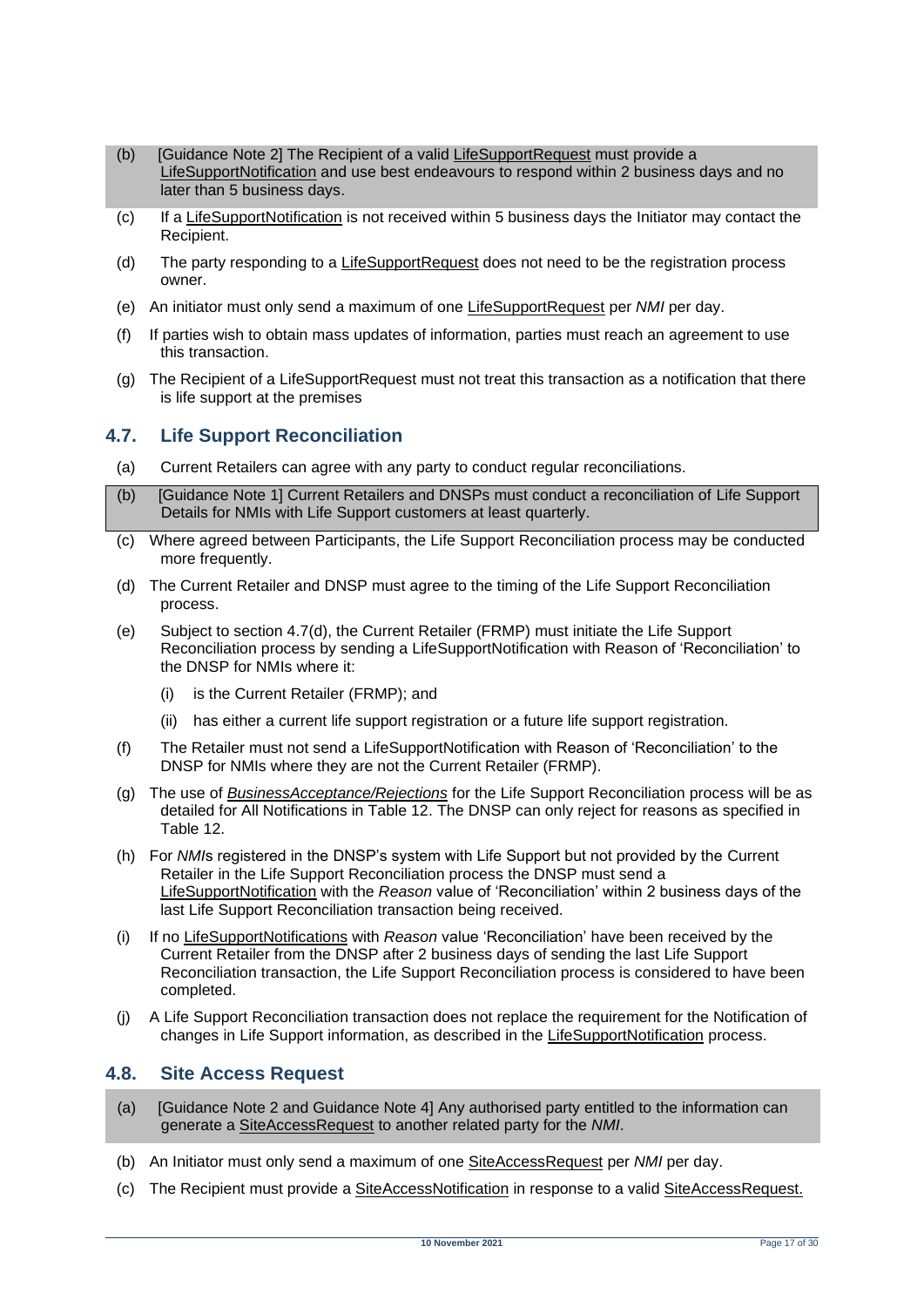(b) [Guidance Note 2] The Recipient of a valid LifeSupportRequest must provide a LifeSupportNotification and use best endeavours to respond within 2 business days and no later than 5 business days.

(c) If a LifeSupportNotification is not received within 5 business days the Initiator may contact the Recipient.

(d) The party responding to a LifeSupportRequest does not need to be the registration process owner.

(e) An initiator must only send a maximum of one LifeSupportRequest per *NMI* per day.

(f) If parties wish to obtain mass updates of information, parties must reach an agreement to use this transaction.

(g) The Recipient of a LifeSupportRequest must not treat this transaction as a notification that there is life support at the premises

## 4.7. Life Support Reconciliation

(a) Current Retailers can agree with any party to conduct regular reconciliations.

(b) [Guidance Note 1] Current Retailers and DNSPs must conduct a reconciliation of Life Support Details for NMIs with Life Support customers at least quarterly.

(c) Where agreed between Participants, the Life Support Reconciliation process may be conducted more frequently.

(d) The Current Retailer and DNSP must agree to the timing of the Life Support Reconciliation process.

(e) Subject to section 4.7(d), the Current Retailer (FRMP) must initiate the Life Support Reconciliation process by sending a LifeSupportNotification with Reason of 'Reconciliation' to the DNSP for NMIs where it:

   (i) is the Current Retailer (FRMP); and

   (ii) has either a current life support registration or a future life support registration.

(f) The Retailer must not send a LifeSupportNotification with Reason of 'Reconciliation' to the DNSP for NMIs where they are not the Current Retailer (FRMP).

(g) The use of *BusinessAcceptance/Rejections* for the Life Support Reconciliation process will be as detailed for All Notifications in Table 12. The DNSP can only reject for reasons as specified in Table 12.

(h) For *NMI*s registered in the DNSP's system with Life Support but not provided by the Current Retailer in the Life Support Reconciliation process the DNSP must send a LifeSupportNotification with the *Reason* value of 'Reconciliation' within 2 business days of the last Life Support Reconciliation transaction being received.

(i) If no LifeSupportNotifications with *Reason* value 'Reconciliation' have been received by the Current Retailer from the DNSP after 2 business days of sending the last Life Support Reconciliation transaction, the Life Support Reconciliation process is considered to have been completed.

(j) A Life Support Reconciliation transaction does not replace the requirement for the Notification of changes in Life Support information, as described in the LifeSupportNotification process.

## 4.8. Site Access Request

(a) [Guidance Note 2 and Guidance Note 4] Any authorised party entitled to the information can generate a SiteAccessRequest to another related party for the *NMI*.

(b) An Initiator must only send a maximum of one SiteAccessRequest per *NMI* per day.

(c) The Recipient must provide a SiteAccessNotification in response to a valid SiteAccessRequest.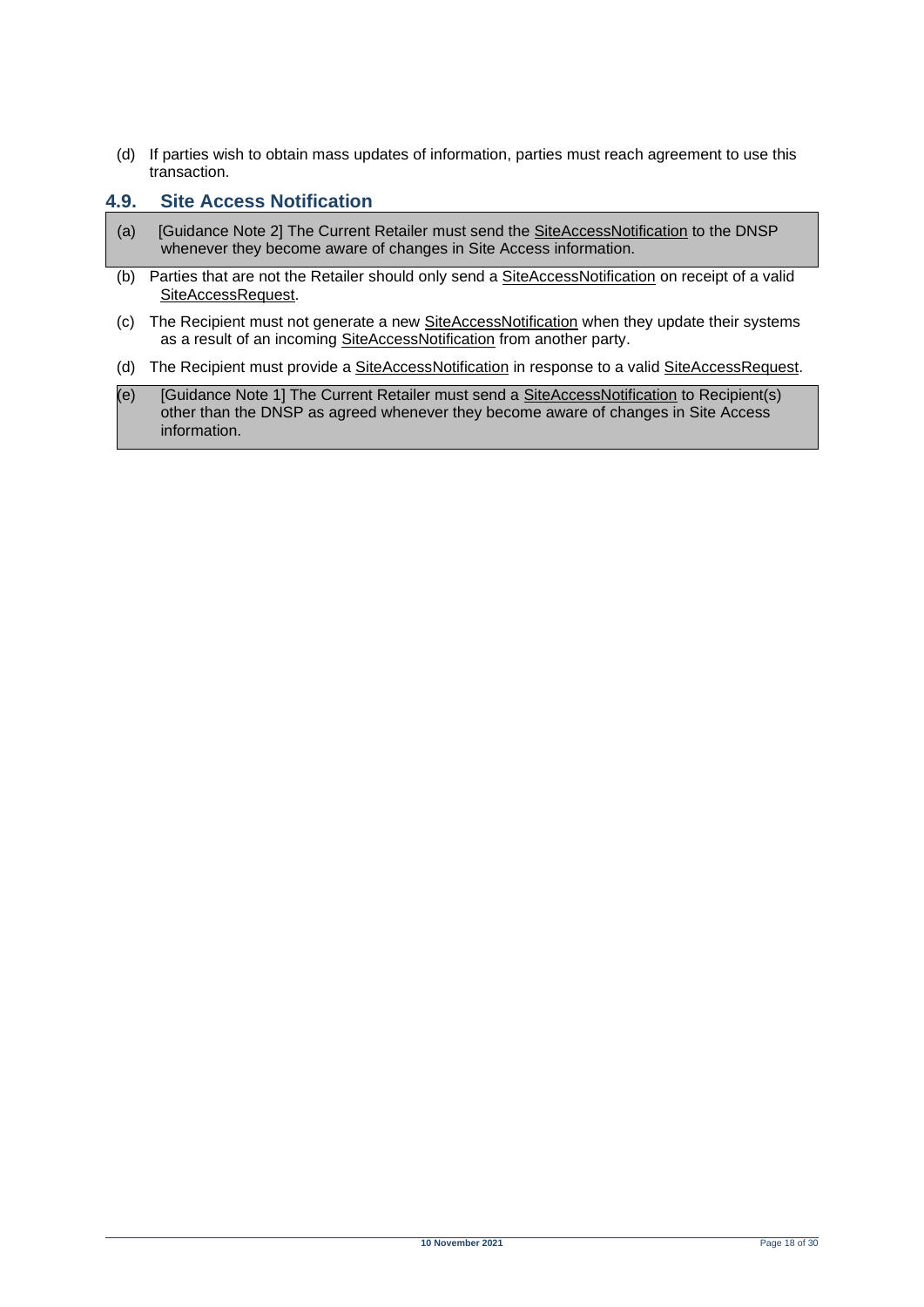(d) If parties wish to obtain mass updates of information, parties must reach agreement to use this transaction.

## 4.9. Site Access Notification

(a) [Guidance Note 2] The Current Retailer must send the SiteAccessNotification to the DNSP whenever they become aware of changes in Site Access information.

(b) Parties that are not the Retailer should only send a SiteAccessNotification on receipt of a valid SiteAccessRequest.

(c) The Recipient must not generate a new SiteAccessNotification when they update their systems as a result of an incoming SiteAccessNotification from another party.

(d) The Recipient must provide a SiteAccessNotification in response to a valid SiteAccessRequest.

(e) [Guidance Note 1] The Current Retailer must send a SiteAccessNotification to Recipient(s) other than the DNSP as agreed whenever they become aware of changes in Site Access information.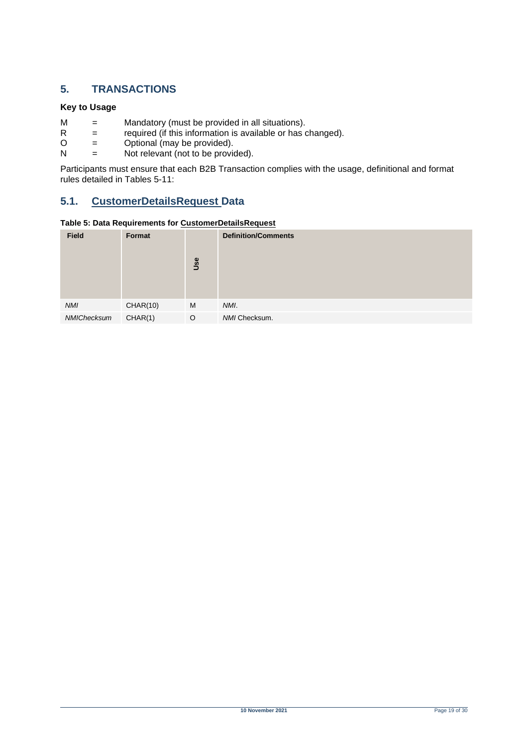# 5. TRANSACTIONS

**Key to Usage**

M = Mandatory (must be provided in all situations).
R = required (if this information is available or has changed).
O = Optional (may be provided).
N = Not relevant (not to be provided).

Participants must ensure that each B2B Transaction complies with the usage, definitional and format rules detailed in Tables 5-11:

## 5.1. CustomerDetailsRequest Data

**Table 5: Data Requirements for CustomerDetailsRequest**

| Field | Format | Use | Definition/Comments |
|---|---|---|---|
| *NMI* | CHAR(10) | M | *NMI*. |
| *NMIChecksum* | CHAR(1) | O | *NMI* Checksum. |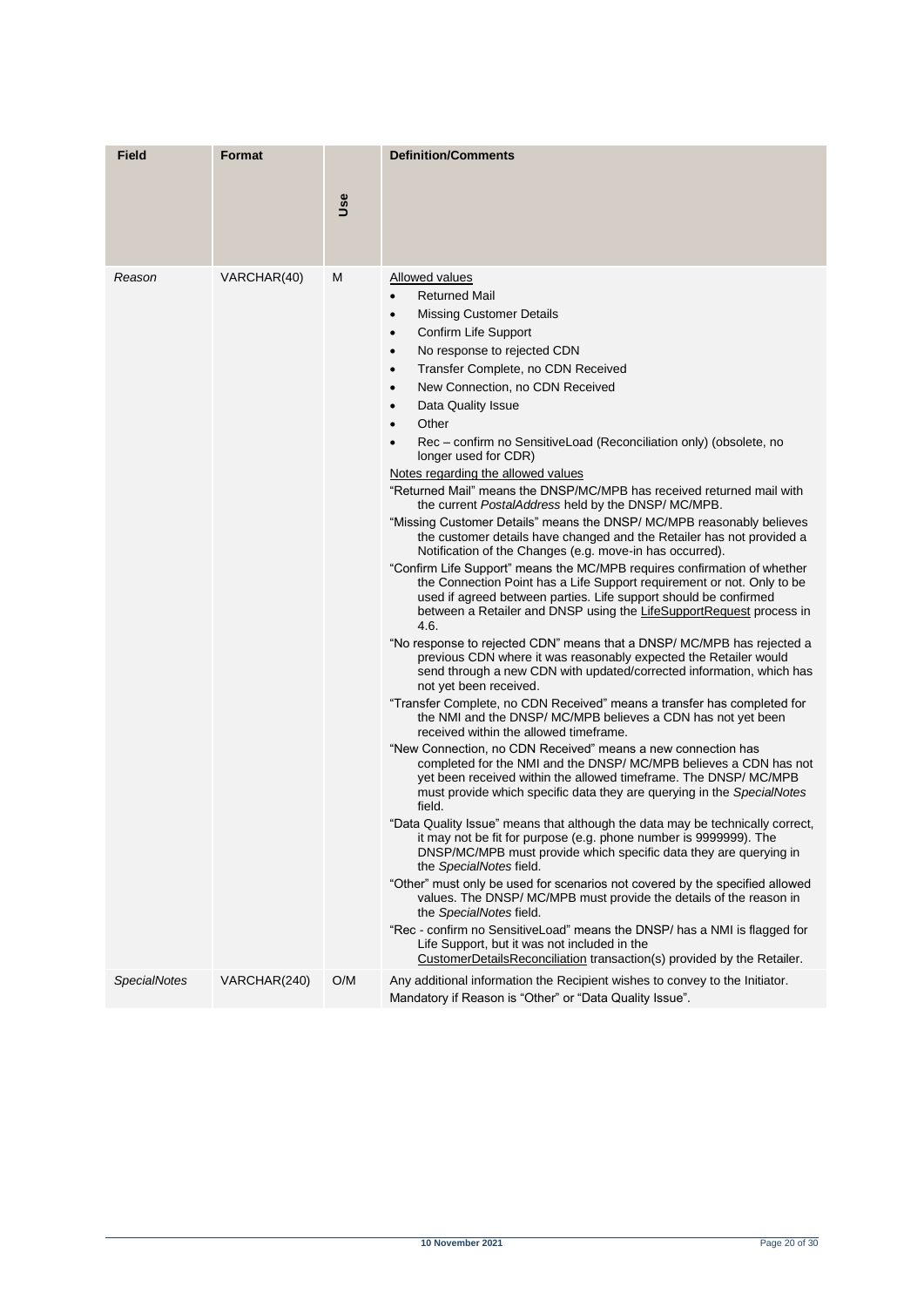| Field | Format | Use | Definition/Comments |
|---|---|---|---|
| *Reason* | VARCHAR(40) | M | Allowed values<br>• Returned Mail<br>• Missing Customer Details<br>• Confirm Life Support<br>• No response to rejected CDN<br>• Transfer Complete, no CDN Received<br>• New Connection, no CDN Received<br>• Data Quality Issue<br>• Other<br>• Rec – confirm no SensitiveLoad (Reconciliation only) (obsolete, no longer used for CDR)<br>Notes regarding the allowed values<br>"Returned Mail" means the DNSP/MC/MPB has received returned mail with the current *PostalAddress* held by the DNSP/ MC/MPB.<br>"Missing Customer Details" means the DNSP/ MC/MPB reasonably believes the customer details have changed and the Retailer has not provided a Notification of the Changes (e.g. move-in has occurred).<br>"Confirm Life Support" means the MC/MPB requires confirmation of whether the Connection Point has a Life Support requirement or not. Only to be used if agreed between parties. Life support should be confirmed between a Retailer and DNSP using the LifeSupportRequest process in 4.6.<br>"No response to rejected CDN" means that a DNSP/ MC/MPB has rejected a previous CDN where it was reasonably expected the Retailer would send through a new CDN with updated/corrected information, which has not yet been received.<br>"Transfer Complete, no CDN Received" means a transfer has completed for the NMI and the DNSP/ MC/MPB believes a CDN has not yet been received within the allowed timeframe.<br>"New Connection, no CDN Received" means a new connection has completed for the NMI and the DNSP/ MC/MPB believes a CDN has not yet been received within the allowed timeframe. The DNSP/ MC/MPB must provide which specific data they are querying in the *SpecialNotes* field.<br>"Data Quality Issue" means that although the data may be technically correct, it may not be fit for purpose (e.g. phone number is 9999999). The DNSP/MC/MPB must provide which specific data they are querying in the *SpecialNotes* field.<br>"Other" must only be used for scenarios not covered by the specified allowed values. The DNSP/ MC/MPB must provide the details of the reason in the *SpecialNotes* field.<br>"Rec - confirm no SensitiveLoad" means the DNSP/ has a NMI is flagged for Life Support, but it was not included in the CustomerDetailsReconciliation transaction(s) provided by the Retailer. |
| *SpecialNotes* | VARCHAR(240) | O/M | Any additional information the Recipient wishes to convey to the Initiator.<br>Mandatory if Reason is "Other" or "Data Quality Issue". |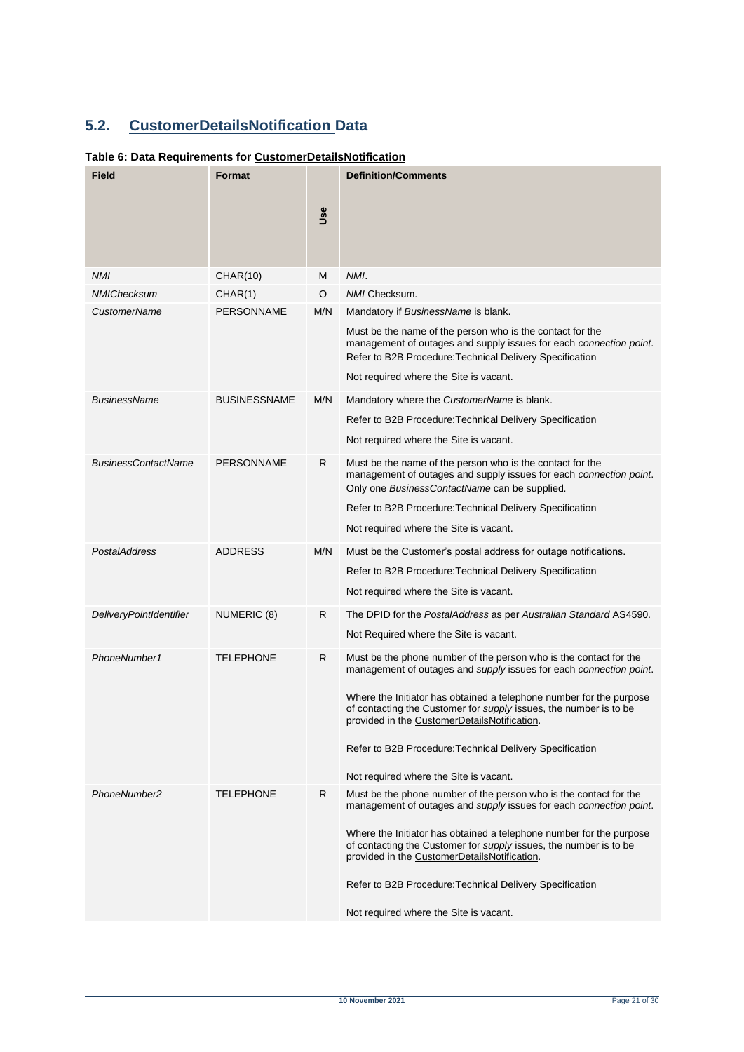## 5.2. CustomerDetailsNotification Data

**Table 6: Data Requirements for CustomerDetailsNotification**

| Field | Format | Use | Definition/Comments |
|---|---|---|---|
| *NMI* | CHAR(10) | M | *NMI*. |
| *NMIChecksum* | CHAR(1) | O | *NMI* Checksum. |
| *CustomerName* | PERSONNAME | M/N | Mandatory if *BusinessName* is blank.<br><br>Must be the name of the person who is the contact for the management of outages and supply issues for each *connection point*. Refer to B2B Procedure:Technical Delivery Specification<br><br>Not required where the Site is vacant. |
| *BusinessName* | BUSINESSNAME | M/N | Mandatory where the *CustomerName* is blank.<br><br>Refer to B2B Procedure:Technical Delivery Specification<br><br>Not required where the Site is vacant. |
| *BusinessContactName* | PERSONNAME | R | Must be the name of the person who is the contact for the management of outages and supply issues for each *connection point*. Only one *BusinessContactName* can be supplied.<br><br>Refer to B2B Procedure:Technical Delivery Specification<br><br>Not required where the Site is vacant. |
| *PostalAddress* | ADDRESS | M/N | Must be the Customer's postal address for outage notifications.<br><br>Refer to B2B Procedure:Technical Delivery Specification<br><br>Not required where the Site is vacant. |
| *DeliveryPointIdentifier* | NUMERIC (8) | R | The DPID for the *PostalAddress* as per *Australian Standard* AS4590.<br><br>Not Required where the Site is vacant. |
| *PhoneNumber1* | TELEPHONE | R | Must be the phone number of the person who is the contact for the management of outages and *supply* issues for each *connection point*.<br><br>Where the Initiator has obtained a telephone number for the purpose of contacting the Customer for *supply* issues, the number is to be provided in the CustomerDetailsNotification.<br><br>Refer to B2B Procedure:Technical Delivery Specification<br><br>Not required where the Site is vacant. |
| *PhoneNumber2* | TELEPHONE | R | Must be the phone number of the person who is the contact for the management of outages and *supply* issues for each *connection point*.<br><br>Where the Initiator has obtained a telephone number for the purpose of contacting the Customer for *supply* issues, the number is to be provided in the CustomerDetailsNotification.<br><br>Refer to B2B Procedure:Technical Delivery Specification<br><br>Not required where the Site is vacant. |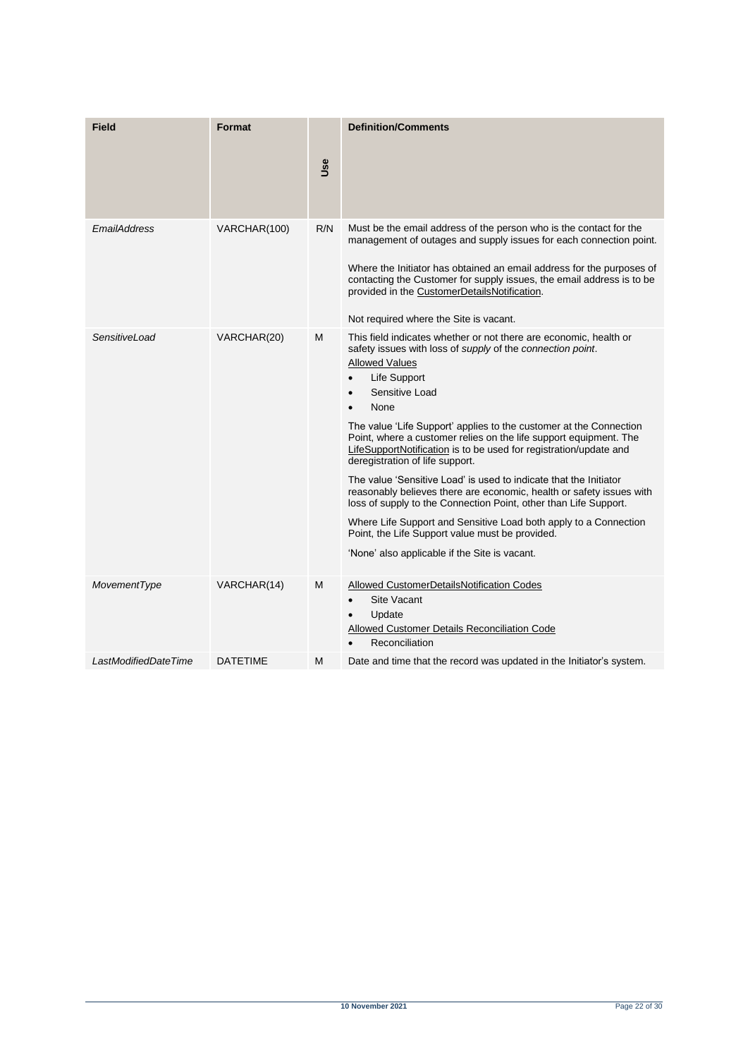| Field | Format | Use | Definition/Comments |
|---|---|---|---|
| *EmailAddress* | VARCHAR(100) | R/N | Must be the email address of the person who is the contact for the management of outages and supply issues for each connection point.<br><br>Where the Initiator has obtained an email address for the purposes of contacting the Customer for supply issues, the email address is to be provided in the CustomerDetailsNotification.<br><br>Not required where the Site is vacant. |
| *SensitiveLoad* | VARCHAR(20) | M | This field indicates whether or not there are economic, health or safety issues with loss of *supply* of the *connection point*.<br>Allowed Values<br>• Life Support<br>• Sensitive Load<br>• None<br><br>The value 'Life Support' applies to the customer at the Connection Point, where a customer relies on the life support equipment. The LifeSupportNotification is to be used for registration/update and deregistration of life support.<br><br>The value 'Sensitive Load' is used to indicate that the Initiator reasonably believes there are economic, health or safety issues with loss of supply to the Connection Point, other than Life Support.<br><br>Where Life Support and Sensitive Load both apply to a Connection Point, the Life Support value must be provided.<br><br>'None' also applicable if the Site is vacant. |
| *MovementType* | VARCHAR(14) | M | Allowed CustomerDetailsNotification Codes<br>• Site Vacant<br>• Update<br>Allowed Customer Details Reconciliation Code<br>• Reconciliation |
| *LastModifiedDateTime* | DATETIME | M | Date and time that the record was updated in the Initiator's system. |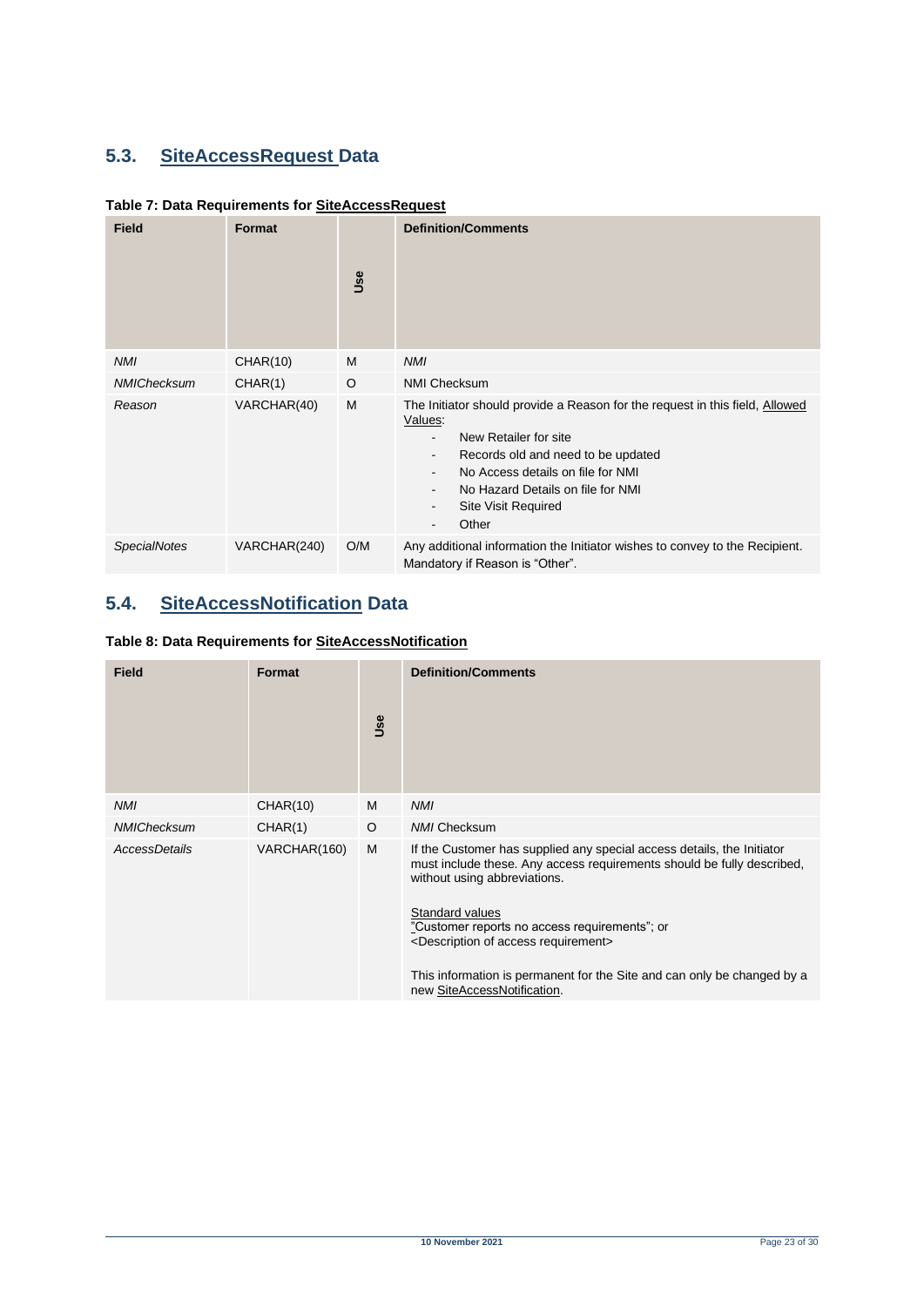## 5.3. SiteAccessRequest Data

**Table 7: Data Requirements for SiteAccessRequest**

| Field | Format | Use | Definition/Comments |
|---|---|---|---|
| *NMI* | CHAR(10) | M | *NMI* |
| *NMIChecksum* | CHAR(1) | O | NMI Checksum |
| *Reason* | VARCHAR(40) | M | The Initiator should provide a Reason for the request in this field, Allowed Values:<br>- New Retailer for site<br>- Records old and need to be updated<br>- No Access details on file for NMI<br>- No Hazard Details on file for NMI<br>- Site Visit Required<br>- Other |
| *SpecialNotes* | VARCHAR(240) | O/M | Any additional information the Initiator wishes to convey to the Recipient. Mandatory if Reason is "Other". |

## 5.4. SiteAccessNotification Data

**Table 8: Data Requirements for SiteAccessNotification**

| Field | Format | Use | Definition/Comments |
|---|---|---|---|
| *NMI* | CHAR(10) | M | *NMI* |
| *NMIChecksum* | CHAR(1) | O | *NMI* Checksum |
| *AccessDetails* | VARCHAR(160) | M | If the Customer has supplied any special access details, the Initiator must include these. Any access requirements should be fully described, without using abbreviations.<br><br>Standard values<br>"Customer reports no access requirements"; or<br><Description of access requirement><br><br>This information is permanent for the Site and can only be changed by a new SiteAccessNotification. |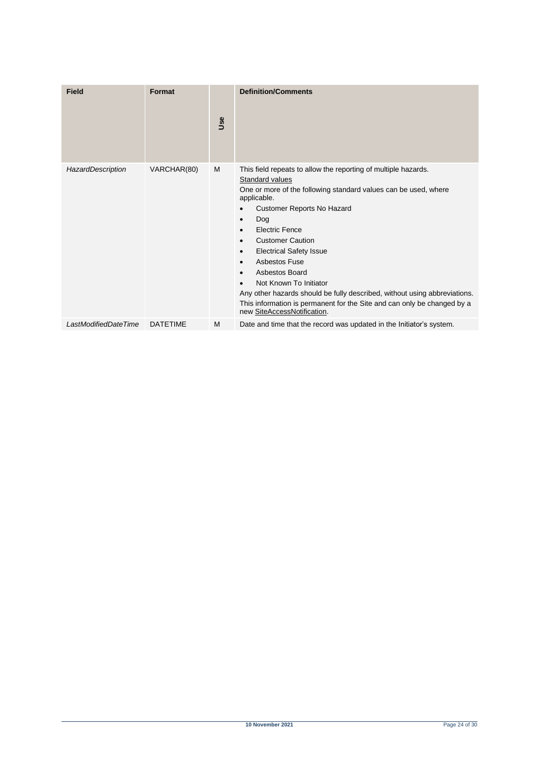| Field | Format | Use | Definition/Comments |
|---|---|---|---|
| *HazardDescription* | VARCHAR(80) | M | This field repeats to allow the reporting of multiple hazards.<br>Standard values<br>One or more of the following standard values can be used, where applicable.<br>• Customer Reports No Hazard<br>• Dog<br>• Electric Fence<br>• Customer Caution<br>• Electrical Safety Issue<br>• Asbestos Fuse<br>• Asbestos Board<br>• Not Known To Initiator<br>Any other hazards should be fully described, without using abbreviations.<br>This information is permanent for the Site and can only be changed by a new SiteAccessNotification. |
| *LastModifiedDateTime* | DATETIME | M | Date and time that the record was updated in the Initiator's system. |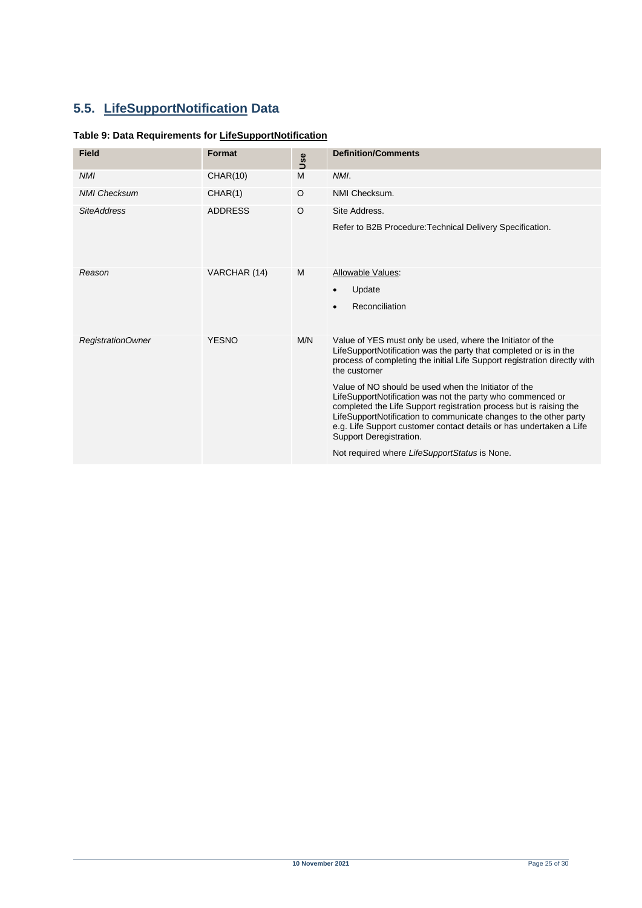## 5.5. LifeSupportNotification Data

**Table 9: Data Requirements for LifeSupportNotification**

| Field | Format | Use | Definition/Comments |
|---|---|---|---|
| *NMI* | CHAR(10) | M | *NMI*. |
| *NMI Checksum* | CHAR(1) | O | NMI Checksum. |
| *SiteAddress* | ADDRESS | O | Site Address.<br><br>Refer to B2B Procedure:Technical Delivery Specification. |
| *Reason* | VARCHAR (14) | M | Allowable Values:<br>• Update<br>• Reconciliation |
| *RegistrationOwner* | YESNO | M/N | Value of YES must only be used, where the Initiator of the LifeSupportNotification was the party that completed or is in the process of completing the initial Life Support registration directly with the customer<br><br>Value of NO should be used when the Initiator of the LifeSupportNotification was not the party who commenced or completed the Life Support registration process but is raising the LifeSupportNotification to communicate changes to the other party e.g. Life Support customer contact details or has undertaken a Life Support Deregistration.<br><br>Not required where *LifeSupportStatus* is None. |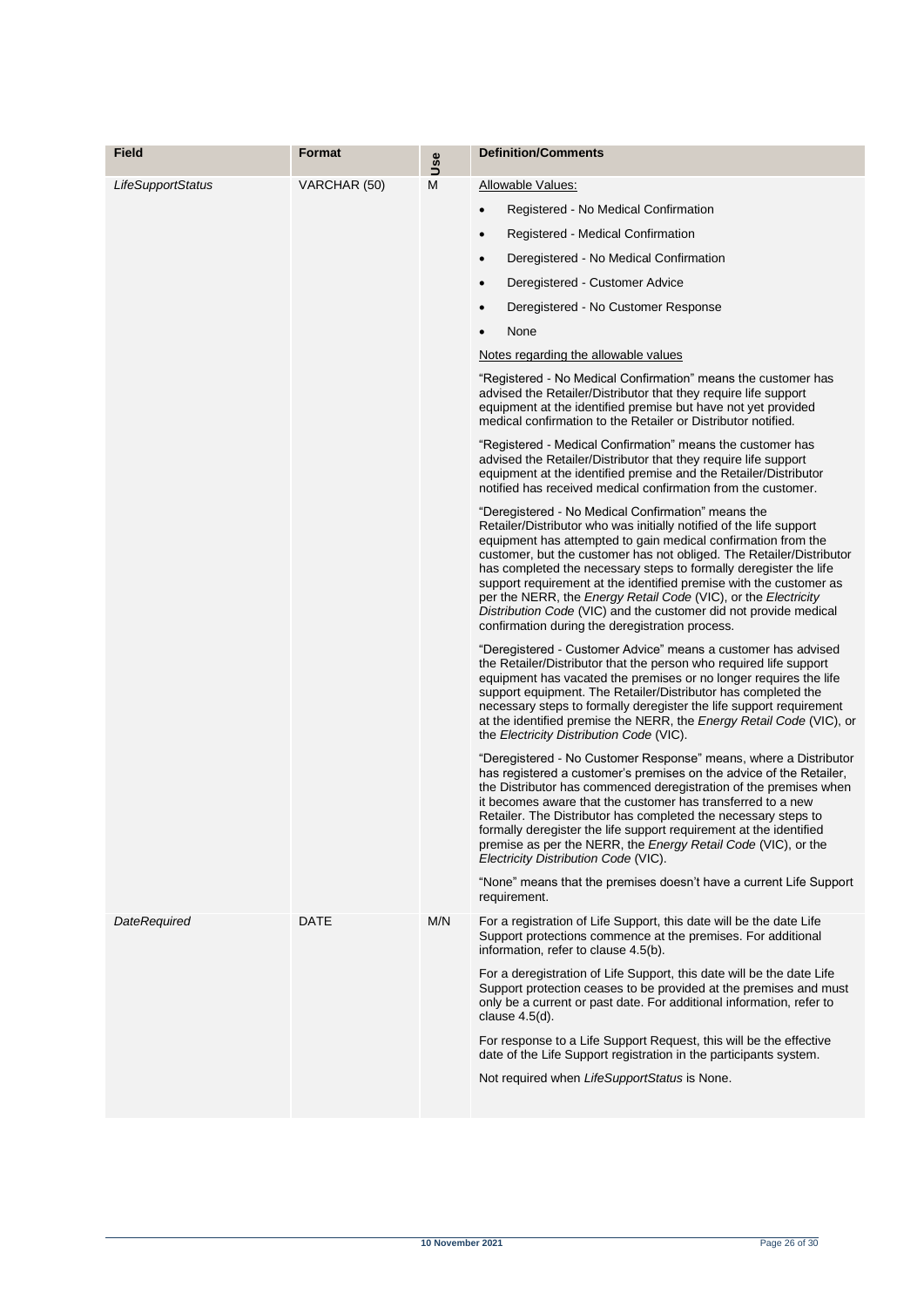| Field | Format | Use | Definition/Comments |
|---|---|---|---|
| *LifeSupportStatus* | VARCHAR (50) | M | Allowable Values:<br>• Registered - No Medical Confirmation<br>• Registered - Medical Confirmation<br>• Deregistered - No Medical Confirmation<br>• Deregistered - Customer Advice<br>• Deregistered - No Customer Response<br>• None<br>Notes regarding the allowable values<br>"Registered - No Medical Confirmation" means the customer has advised the Retailer/Distributor that they require life support equipment at the identified premise but have not yet provided medical confirmation to the Retailer or Distributor notified.<br>"Registered - Medical Confirmation" means the customer has advised the Retailer/Distributor that they require life support equipment at the identified premise and the Retailer/Distributor notified has received medical confirmation from the customer.<br>"Deregistered - No Medical Confirmation" means the Retailer/Distributor who was initially notified of the life support equipment has attempted to gain medical confirmation from the customer, but the customer has not obliged. The Retailer/Distributor has completed the necessary steps to formally deregister the life support requirement at the identified premise with the customer as per the NERR, the *Energy Retail Code* (VIC), or the *Electricity Distribution Code* (VIC) and the customer did not provide medical confirmation during the deregistration process.<br>"Deregistered - Customer Advice" means a customer has advised the Retailer/Distributor that the person who required life support equipment has vacated the premises or no longer requires the life support equipment. The Retailer/Distributor has completed the necessary steps to formally deregister the life support requirement at the identified premise the NERR, the *Energy Retail Code* (VIC), or the *Electricity Distribution Code* (VIC).<br>"Deregistered - No Customer Response" means, where a Distributor has registered a customer's premises on the advice of the Retailer, the Distributor has commenced deregistration of the premises when it becomes aware that the customer has transferred to a new Retailer. The Distributor has completed the necessary steps to formally deregister the life support requirement at the identified premise as per the NERR, the *Energy Retail Code* (VIC), or the *Electricity Distribution Code* (VIC).<br>"None" means that the premises doesn't have a current Life Support requirement. |
| *DateRequired* | DATE | M/N | For a registration of Life Support, this date will be the date Life Support protections commence at the premises. For additional information, refer to clause 4.5(b).<br>For a deregistration of Life Support, this date will be the date Life Support protection ceases to be provided at the premises and must only be a current or past date. For additional information, refer to clause 4.5(d).<br>For response to a Life Support Request, this will be the effective date of the Life Support registration in the participants system.<br>Not required when *LifeSupportStatus* is None. |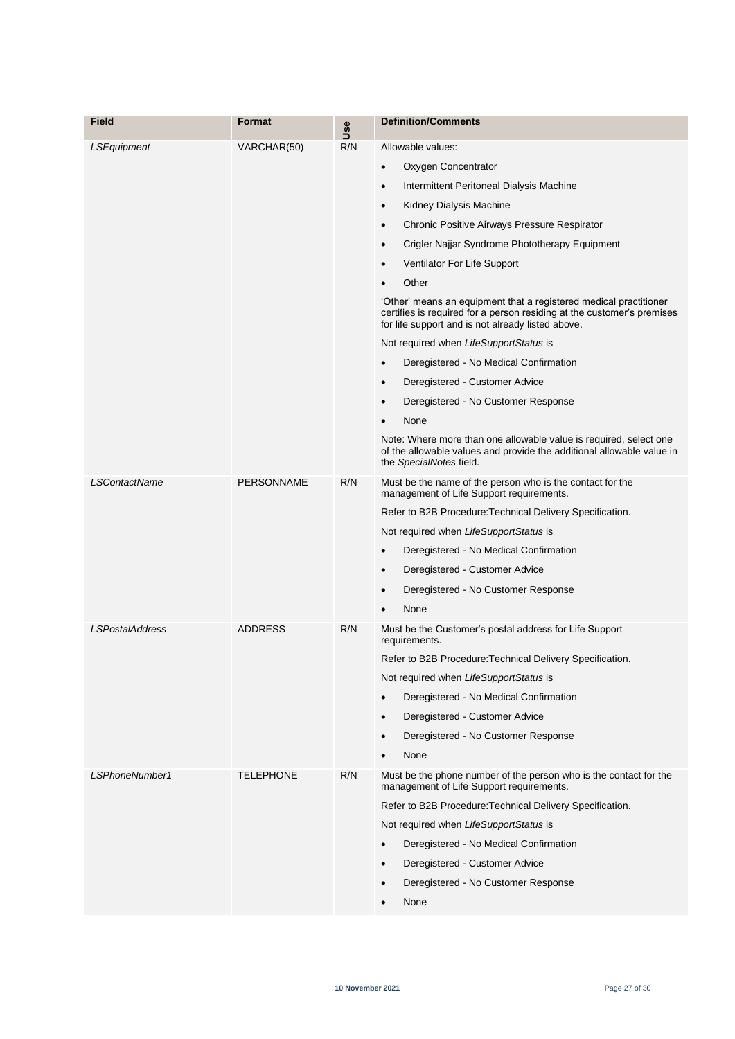| Field | Format | Use | Definition/Comments |
|---|---|---|---|
| *LSEquipment* | VARCHAR(50) | R/N | Allowable values:<br>• Oxygen Concentrator<br>• Intermittent Peritoneal Dialysis Machine<br>• Kidney Dialysis Machine<br>• Chronic Positive Airways Pressure Respirator<br>• Crigler Najjar Syndrome Phototherapy Equipment<br>• Ventilator For Life Support<br>• Other<br>'Other' means an equipment that a registered medical practitioner certifies is required for a person residing at the customer's premises for life support and is not already listed above.<br>Not required when *LifeSupportStatus* is<br>• Deregistered - No Medical Confirmation<br>• Deregistered - Customer Advice<br>• Deregistered - No Customer Response<br>• None<br>Note: Where more than one allowable value is required, select one of the allowable values and provide the additional allowable value in the *SpecialNotes* field. |
| *LSContactName* | PERSONNAME | R/N | Must be the name of the person who is the contact for the management of Life Support requirements.<br>Refer to B2B Procedure:Technical Delivery Specification.<br>Not required when *LifeSupportStatus* is<br>• Deregistered - No Medical Confirmation<br>• Deregistered - Customer Advice<br>• Deregistered - No Customer Response<br>• None |
| *LSPostalAddress* | ADDRESS | R/N | Must be the Customer's postal address for Life Support requirements.<br>Refer to B2B Procedure:Technical Delivery Specification.<br>Not required when *LifeSupportStatus* is<br>• Deregistered - No Medical Confirmation<br>• Deregistered - Customer Advice<br>• Deregistered - No Customer Response<br>• None |
| *LSPhoneNumber1* | TELEPHONE | R/N | Must be the phone number of the person who is the contact for the management of Life Support requirements.<br>Refer to B2B Procedure:Technical Delivery Specification.<br>Not required when *LifeSupportStatus* is<br>• Deregistered - No Medical Confirmation<br>• Deregistered - Customer Advice<br>• Deregistered - No Customer Response<br>• None |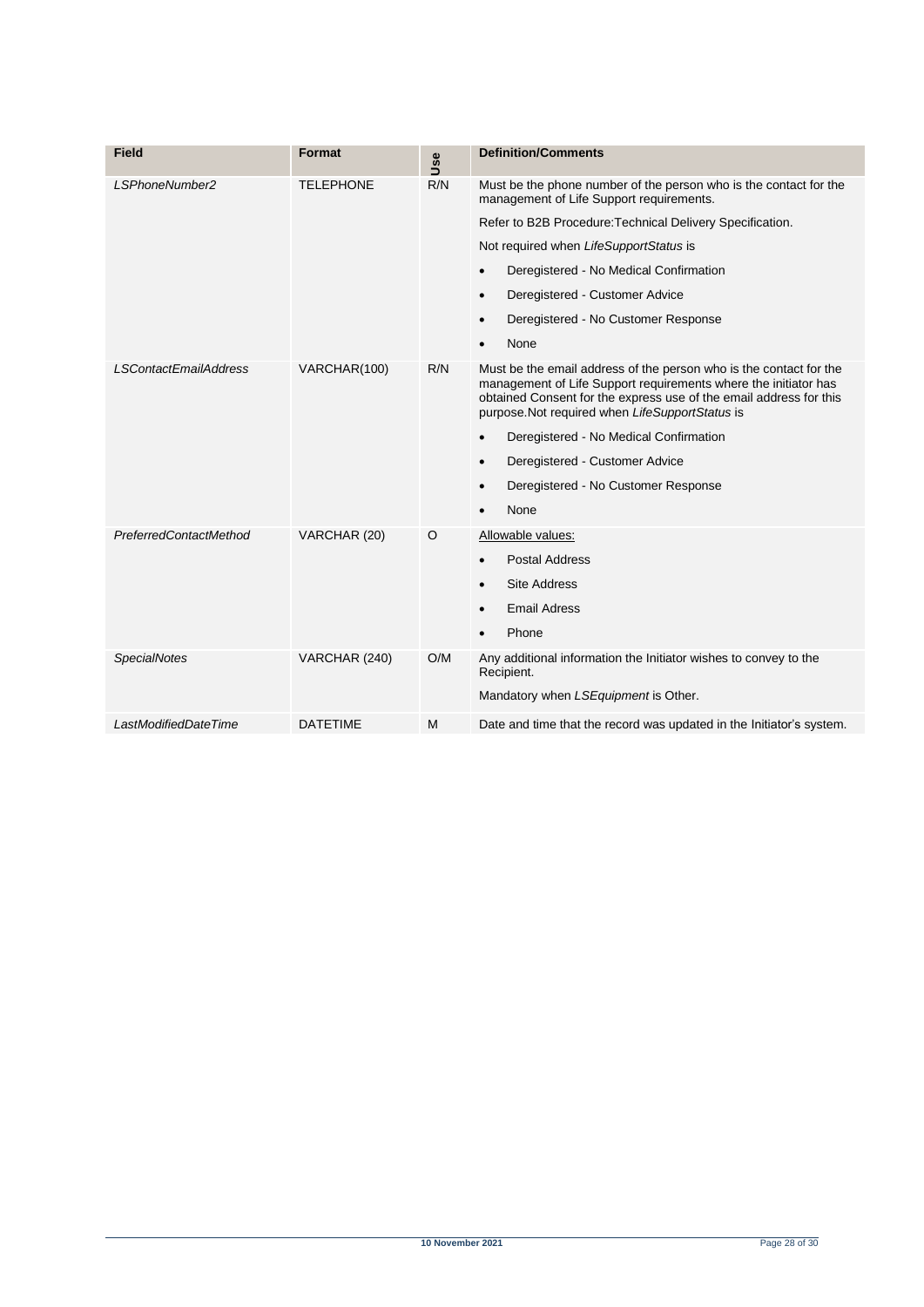| Field | Format | Use | Definition/Comments |
|---|---|---|---|
| *LSPhoneNumber2* | TELEPHONE | R/N | Must be the phone number of the person who is the contact for the management of Life Support requirements.<br><br>Refer to B2B Procedure:Technical Delivery Specification.<br><br>Not required when *LifeSupportStatus* is<br><br>• Deregistered - No Medical Confirmation<br>• Deregistered - Customer Advice<br>• Deregistered - No Customer Response<br>• None |
| *LSContactEmailAddress* | VARCHAR(100) | R/N | Must be the email address of the person who is the contact for the management of Life Support requirements where the initiator has obtained Consent for the express use of the email address for this purpose.Not required when *LifeSupportStatus* is<br><br>• Deregistered - No Medical Confirmation<br>• Deregistered - Customer Advice<br>• Deregistered - No Customer Response<br>• None |
| *PreferredContactMethod* | VARCHAR (20) | O | Allowable values:<br><br>• Postal Address<br>• Site Address<br>• Email Adress<br>• Phone |
| *SpecialNotes* | VARCHAR (240) | O/M | Any additional information the Initiator wishes to convey to the Recipient.<br><br>Mandatory when *LSEquipment* is Other. |
| *LastModifiedDateTime* | DATETIME | M | Date and time that the record was updated in the Initiator's system. |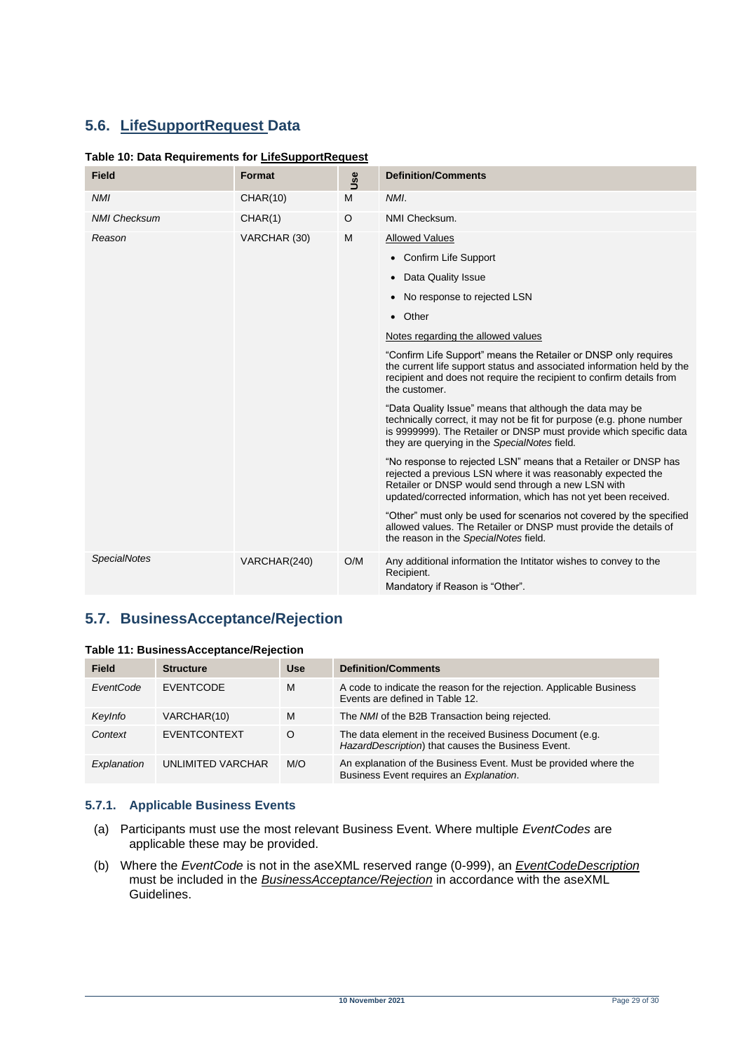## 5.6. LifeSupportRequest Data

**Table 10: Data Requirements for LifeSupportRequest**

| Field | Format | Use | Definition/Comments |
|---|---|---|---|
| *NMI* | CHAR(10) | M | *NMI*. |
| *NMI Checksum* | CHAR(1) | O | NMI Checksum. |
| *Reason* | VARCHAR (30) | M | Allowed Values<br>• Confirm Life Support<br>• Data Quality Issue<br>• No response to rejected LSN<br>• Other<br>Notes regarding the allowed values<br>"Confirm Life Support" means the Retailer or DNSP only requires the current life support status and associated information held by the recipient and does not require the recipient to confirm details from the customer.<br>"Data Quality Issue" means that although the data may be technically correct, it may not be fit for purpose (e.g. phone number is 9999999). The Retailer or DNSP must provide which specific data they are querying in the *SpecialNotes* field.<br>"No response to rejected LSN" means that a Retailer or DNSP has rejected a previous LSN where it was reasonably expected the Retailer or DNSP would send through a new LSN with updated/corrected information, which has not yet been received.<br>"Other" must only be used for scenarios not covered by the specified allowed values. The Retailer or DNSP must provide the details of the reason in the *SpecialNotes* field. |
| *SpecialNotes* | VARCHAR(240) | O/M | Any additional information the Intitator wishes to convey to the Recipient.<br>Mandatory if Reason is "Other". |

## 5.7. BusinessAcceptance/Rejection

**Table 11: BusinessAcceptance/Rejection**

| Field | Structure | Use | Definition/Comments |
|---|---|---|---|
| *EventCode* | EVENTCODE | M | A code to indicate the reason for the rejection. Applicable Business Events are defined in Table 12. |
| *KeyInfo* | VARCHAR(10) | M | The *NMI* of the B2B Transaction being rejected. |
| *Context* | EVENTCONTEXT | O | The data element in the received Business Document (e.g. *HazardDescription*) that causes the Business Event. |
| *Explanation* | UNLIMITED VARCHAR | M/O | An explanation of the Business Event. Must be provided where the Business Event requires an *Explanation*. |

### 5.7.1. Applicable Business Events

(a) Participants must use the most relevant Business Event. Where multiple *EventCodes* are applicable these may be provided.

(b) Where the *EventCode* is not in the aseXML reserved range (0-999), an *EventCodeDescription* must be included in the *BusinessAcceptance/Rejection* in accordance with the aseXML Guidelines.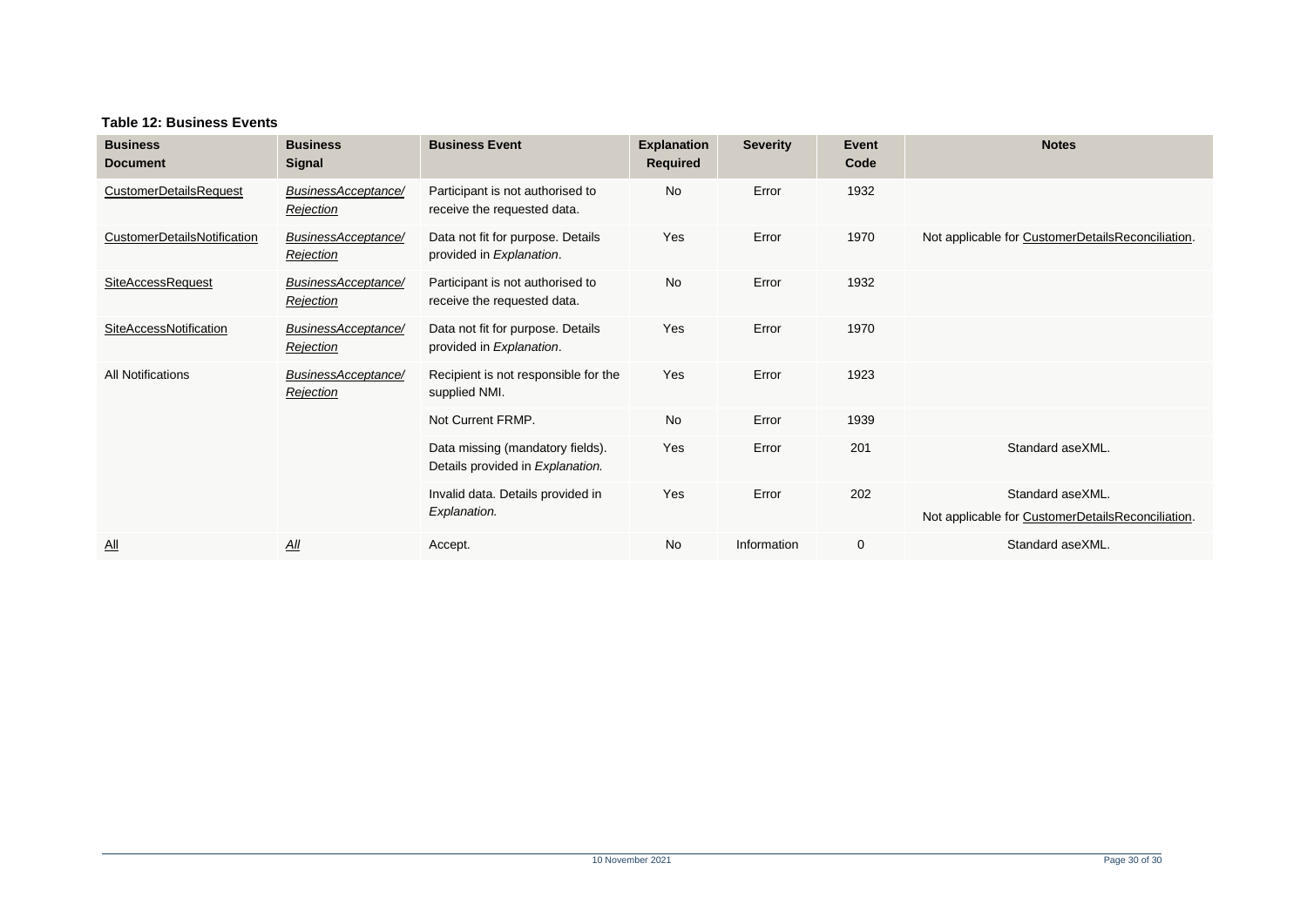**Table 12: Business Events**

| Business Document | Business Signal | Business Event | Explanation Required | Severity | Event Code | Notes |
|---|---|---|---|---|---|---|
| CustomerDetailsRequest | *BusinessAcceptance/ Rejection* | Participant is not authorised to receive the requested data. | No | Error | 1932 | |
| CustomerDetailsNotification | *BusinessAcceptance/ Rejection* | Data not fit for purpose. Details provided in *Explanation*. | Yes | Error | 1970 | Not applicable for CustomerDetailsReconciliation. |
| SiteAccessRequest | *BusinessAcceptance/ Rejection* | Participant is not authorised to receive the requested data. | No | Error | 1932 | |
| SiteAccessNotification | *BusinessAcceptance/ Rejection* | Data not fit for purpose. Details provided in *Explanation*. | Yes | Error | 1970 | |
| All Notifications | *BusinessAcceptance/ Rejection* | Recipient is not responsible for the supplied NMI. | Yes | Error | 1923 | |
| | | Not Current FRMP. | No | Error | 1939 | |
| | | Data missing (mandatory fields). Details provided in *Explanation.* | Yes | Error | 201 | Standard aseXML. |
| | | Invalid data. Details provided in *Explanation.* | Yes | Error | 202 | Standard aseXML. Not applicable for CustomerDetailsReconciliation. |
| All | *All* | Accept. | No | Information | 0 | Standard aseXML. |